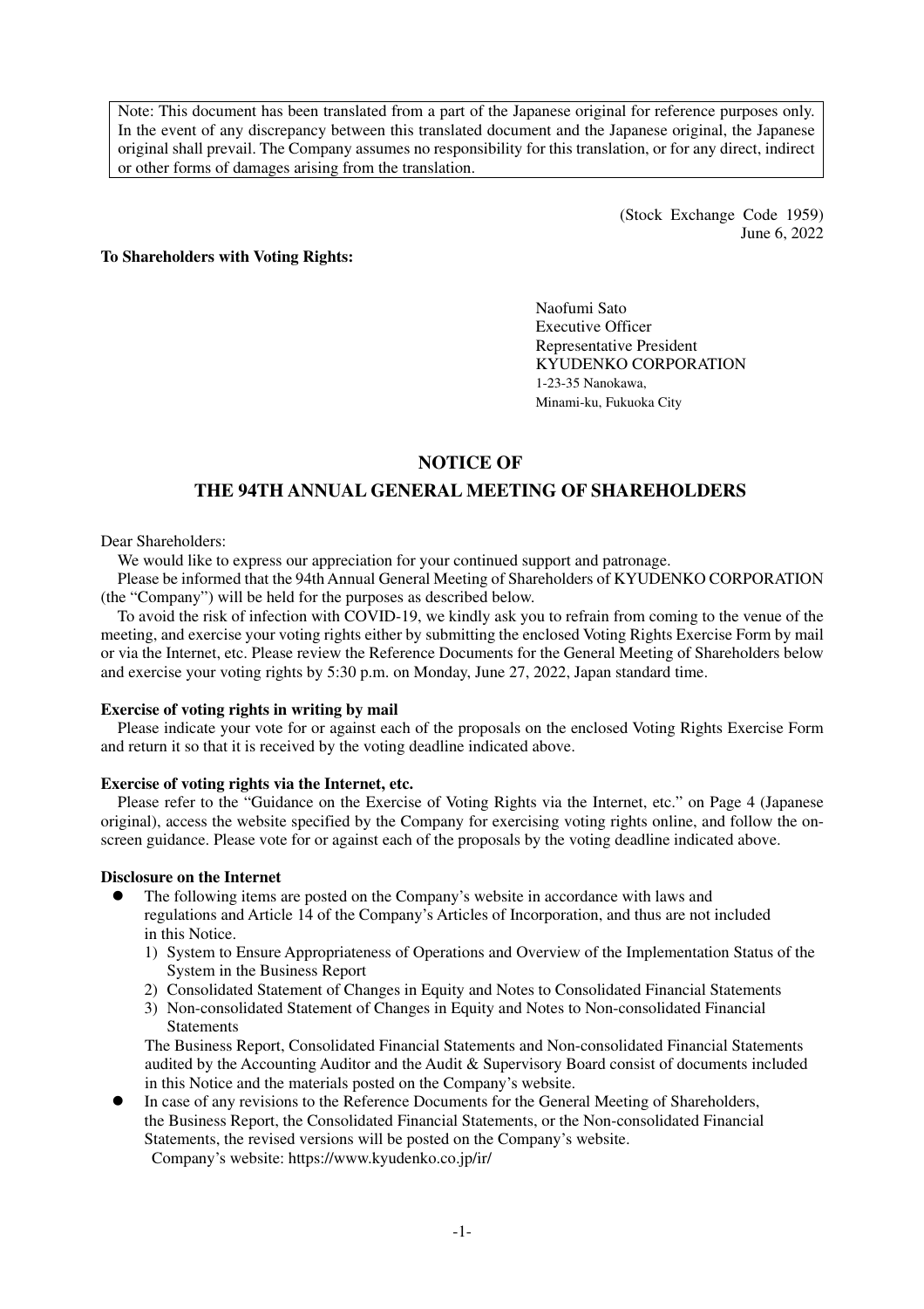Note: This document has been translated from a part of the Japanese original for reference purposes only. In the event of any discrepancy between this translated document and the Japanese original, the Japanese original shall prevail. The Company assumes no responsibility for this translation, or for any direct, indirect or other forms of damages arising from the translation.

(Stock Exchange Code 1959)
June 6, 2022

**To Shareholders with Voting Rights:**

Naofumi Sato
Executive Officer
Representative President
KYUDENKO CORPORATION
1-23-35 Nanokawa,
Minami-ku, Fukuoka City

# NOTICE OF
# THE 94TH ANNUAL GENERAL MEETING OF SHAREHOLDERS

Dear Shareholders:

We would like to express our appreciation for your continued support and patronage.

Please be informed that the 94th Annual General Meeting of Shareholders of KYUDENKO CORPORATION (the "Company") will be held for the purposes as described below.

To avoid the risk of infection with COVID-19, we kindly ask you to refrain from coming to the venue of the meeting, and exercise your voting rights either by submitting the enclosed Voting Rights Exercise Form by mail or via the Internet, etc. Please review the Reference Documents for the General Meeting of Shareholders below and exercise your voting rights by 5:30 p.m. on Monday, June 27, 2022, Japan standard time.

**Exercise of voting rights in writing by mail**

Please indicate your vote for or against each of the proposals on the enclosed Voting Rights Exercise Form and return it so that it is received by the voting deadline indicated above.

**Exercise of voting rights via the Internet, etc.**

Please refer to the "Guidance on the Exercise of Voting Rights via the Internet, etc." on Page 4 (Japanese original), access the website specified by the Company for exercising voting rights online, and follow the on-screen guidance. Please vote for or against each of the proposals by the voting deadline indicated above.

**Disclosure on the Internet**

- The following items are posted on the Company's website in accordance with laws and regulations and Article 14 of the Company's Articles of Incorporation, and thus are not included in this Notice.
  1) System to Ensure Appropriateness of Operations and Overview of the Implementation Status of the System in the Business Report
  2) Consolidated Statement of Changes in Equity and Notes to Consolidated Financial Statements
  3) Non-consolidated Statement of Changes in Equity and Notes to Non-consolidated Financial Statements

  The Business Report, Consolidated Financial Statements and Non-consolidated Financial Statements audited by the Accounting Auditor and the Audit & Supervisory Board consist of documents included in this Notice and the materials posted on the Company's website.
- In case of any revisions to the Reference Documents for the General Meeting of Shareholders, the Business Report, the Consolidated Financial Statements, or the Non-consolidated Financial Statements, the revised versions will be posted on the Company's website.
  Company's website: https://www.kyudenko.co.jp/ir/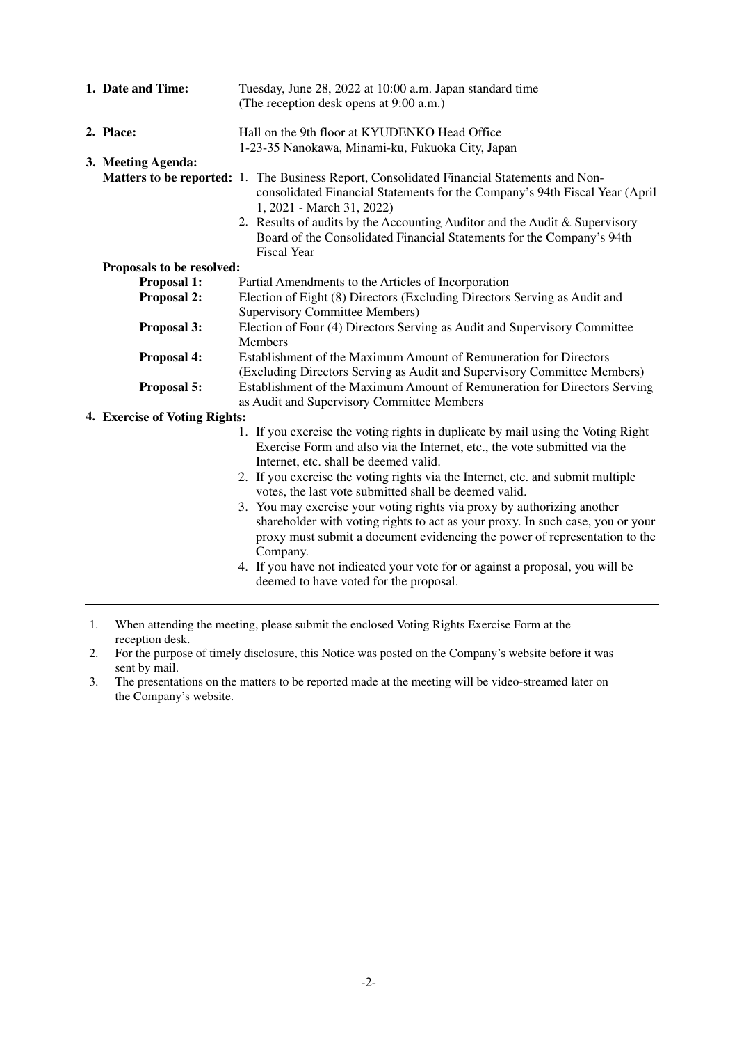**1. Date and Time:** Tuesday, June 28, 2022 at 10:00 a.m. Japan standard time
(The reception desk opens at 9:00 a.m.)

**2. Place:** Hall on the 9th floor at KYUDENKO Head Office
1-23-35 Nanokawa, Minami-ku, Fukuoka City, Japan

**3. Meeting Agenda:**

**Matters to be reported:**

1. The Business Report, Consolidated Financial Statements and Non-consolidated Financial Statements for the Company's 94th Fiscal Year (April 1, 2021 - March 31, 2022)
2. Results of audits by the Accounting Auditor and the Audit & Supervisory Board of the Consolidated Financial Statements for the Company's 94th Fiscal Year

**Proposals to be resolved:**

**Proposal 1:** Partial Amendments to the Articles of Incorporation

**Proposal 2:** Election of Eight (8) Directors (Excluding Directors Serving as Audit and Supervisory Committee Members)

**Proposal 3:** Election of Four (4) Directors Serving as Audit and Supervisory Committee Members

**Proposal 4:** Establishment of the Maximum Amount of Remuneration for Directors (Excluding Directors Serving as Audit and Supervisory Committee Members)

**Proposal 5:** Establishment of the Maximum Amount of Remuneration for Directors Serving as Audit and Supervisory Committee Members

**4. Exercise of Voting Rights:**

1. If you exercise the voting rights in duplicate by mail using the Voting Right Exercise Form and also via the Internet, etc., the vote submitted via the Internet, etc. shall be deemed valid.
2. If you exercise the voting rights via the Internet, etc. and submit multiple votes, the last vote submitted shall be deemed valid.
3. You may exercise your voting rights via proxy by authorizing another shareholder with voting rights to act as your proxy. In such case, you or your proxy must submit a document evidencing the power of representation to the Company.
4. If you have not indicated your vote for or against a proposal, you will be deemed to have voted for the proposal.

---

1. When attending the meeting, please submit the enclosed Voting Rights Exercise Form at the reception desk.
2. For the purpose of timely disclosure, this Notice was posted on the Company's website before it was sent by mail.
3. The presentations on the matters to be reported made at the meeting will be video-streamed later on the Company's website.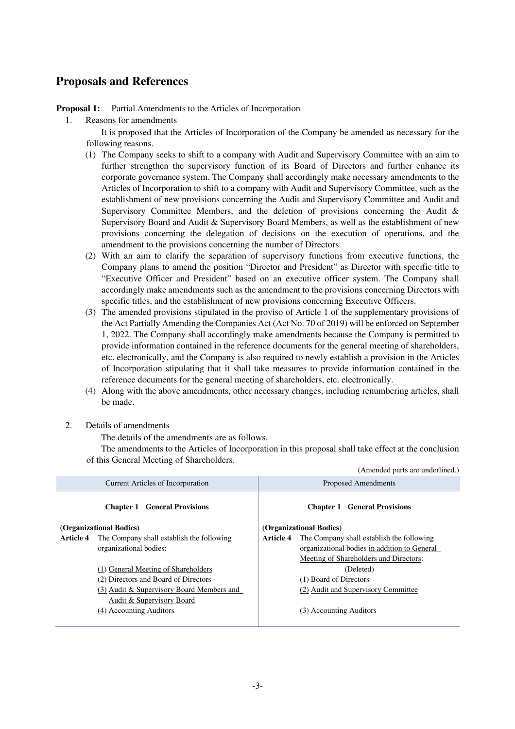## Proposals and References

**Proposal 1:** Partial Amendments to the Articles of Incorporation

1. Reasons for amendments

It is proposed that the Articles of Incorporation of the Company be amended as necessary for the following reasons.

(1) The Company seeks to shift to a company with Audit and Supervisory Committee with an aim to further strengthen the supervisory function of its Board of Directors and further enhance its corporate governance system. The Company shall accordingly make necessary amendments to the Articles of Incorporation to shift to a company with Audit and Supervisory Committee, such as the establishment of new provisions concerning the Audit and Supervisory Committee and Audit and Supervisory Committee Members, and the deletion of provisions concerning the Audit & Supervisory Board and Audit & Supervisory Board Members, as well as the establishment of new provisions concerning the delegation of decisions on the execution of operations, and the amendment to the provisions concerning the number of Directors.

(2) With an aim to clarify the separation of supervisory functions from executive functions, the Company plans to amend the position "Director and President" as Director with specific title to "Executive Officer and President" based on an executive officer system. The Company shall accordingly make amendments such as the amendment to the provisions concerning Directors with specific titles, and the establishment of new provisions concerning Executive Officers.

(3) The amended provisions stipulated in the proviso of Article 1 of the supplementary provisions of the Act Partially Amending the Companies Act (Act No. 70 of 2019) will be enforced on September 1, 2022. The Company shall accordingly make amendments because the Company is permitted to provide information contained in the reference documents for the general meeting of shareholders, etc. electronically, and the Company is also required to newly establish a provision in the Articles of Incorporation stipulating that it shall take measures to provide information contained in the reference documents for the general meeting of shareholders, etc. electronically.

(4) Along with the above amendments, other necessary changes, including renumbering articles, shall be made.

2. Details of amendments

The details of the amendments are as follows.

The amendments to the Articles of Incorporation in this proposal shall take effect at the conclusion of this General Meeting of Shareholders.

(Amended parts are underlined.)

| Current Articles of Incorporation | Proposed Amendments |
|---|---|
| **Chapter 1 General Provisions** | **Chapter 1 General Provisions** |
| **(Organizational Bodies)**<br>**Article 4** The Company shall establish the following organizational bodies:<br><br>(1) General Meeting of Shareholders<br>(2) Directors and Board of Directors<br>(3) Audit & Supervisory Board Members and Audit & Supervisory Board<br>(4) Accounting Auditors | **(Organizational Bodies)**<br>**Article 4** The Company shall establish the following organizational bodies in addition to General Meeting of Shareholders and Directors:<br>(Deleted)<br>(1) Board of Directors<br>(2) Audit and Supervisory Committee<br><br>(3) Accounting Auditors |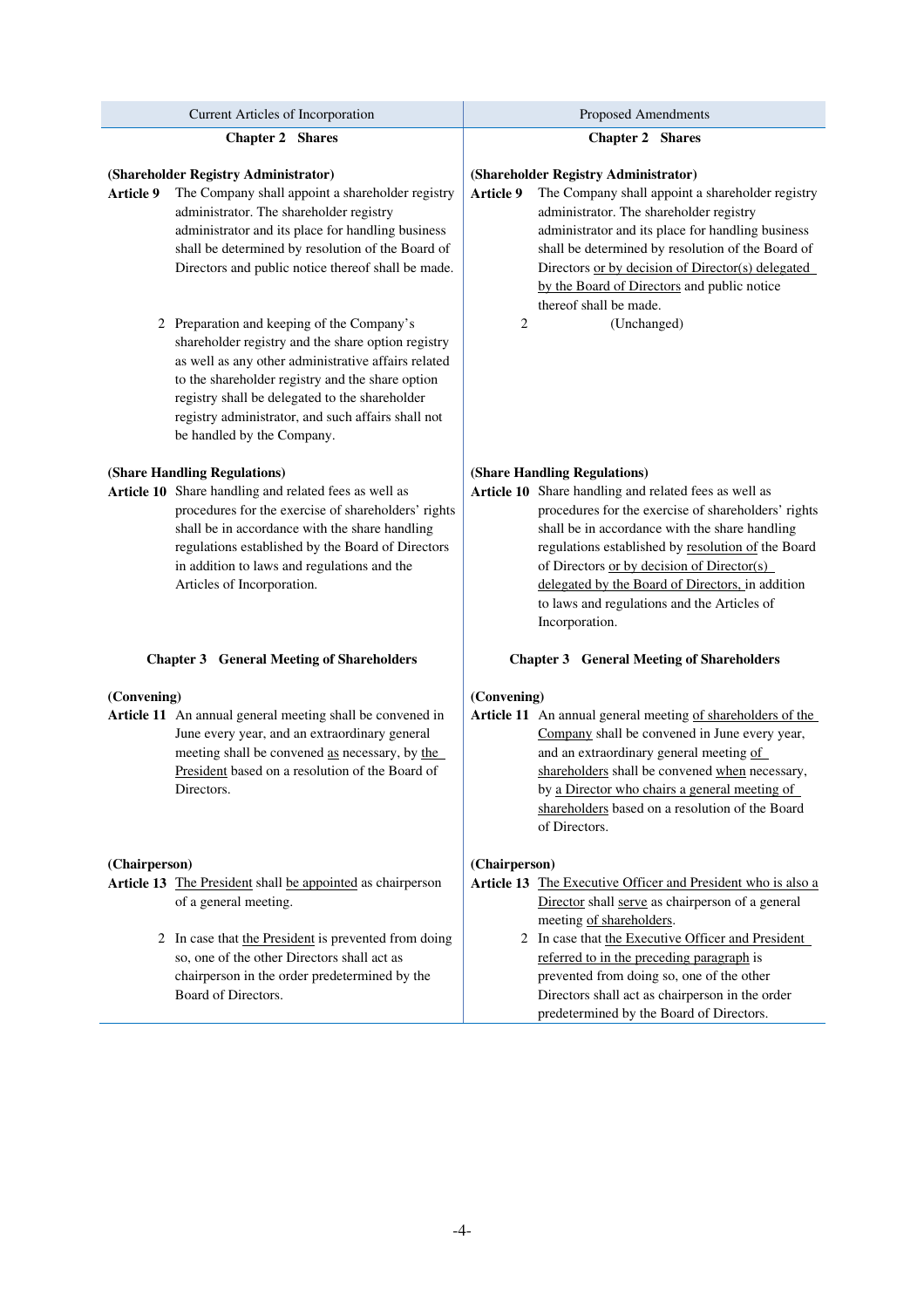| Current Articles of Incorporation | Proposed Amendments |
|---|---|
| **Chapter 2 Shares** | **Chapter 2 Shares** |
| **(Shareholder Registry Administrator)**<br>**Article 9** The Company shall appoint a shareholder registry administrator. The shareholder registry administrator and its place for handling business shall be determined by resolution of the Board of Directors and public notice thereof shall be made. | **(Shareholder Registry Administrator)**<br>**Article 9** The Company shall appoint a shareholder registry administrator. The shareholder registry administrator and its place for handling business shall be determined by resolution of the Board of Directors or by decision of Director(s) delegated by the Board of Directors and public notice thereof shall be made. |
| 2 Preparation and keeping of the Company's shareholder registry and the share option registry as well as any other administrative affairs related to the shareholder registry and the share option registry shall be delegated to the shareholder registry administrator, and such affairs shall not be handled by the Company. | 2 (Unchanged) |
| **(Share Handling Regulations)**<br>**Article 10** Share handling and related fees as well as procedures for the exercise of shareholders' rights shall be in accordance with the share handling regulations established by the Board of Directors in addition to laws and regulations and the Articles of Incorporation. | **(Share Handling Regulations)**<br>**Article 10** Share handling and related fees as well as procedures for the exercise of shareholders' rights shall be in accordance with the share handling regulations established by resolution of the Board of Directors or by decision of Director(s) delegated by the Board of Directors, in addition to laws and regulations and the Articles of Incorporation. |
| **Chapter 3 General Meeting of Shareholders** | **Chapter 3 General Meeting of Shareholders** |
| **(Convening)**<br>**Article 11** An annual general meeting shall be convened in June every year, and an extraordinary general meeting shall be convened as necessary, by the President based on a resolution of the Board of Directors. | **(Convening)**<br>**Article 11** An annual general meeting of shareholders of the Company shall be convened in June every year, and an extraordinary general meeting of shareholders shall be convened when necessary, by a Director who chairs a general meeting of shareholders based on a resolution of the Board of Directors. |
| **(Chairperson)**<br>**Article 13** The President shall be appointed as chairperson of a general meeting. | **(Chairperson)**<br>**Article 13** The Executive Officer and President who is also a Director shall serve as chairperson of a general meeting of shareholders. |
| 2 In case that the President is prevented from doing so, one of the other Directors shall act as chairperson in the order predetermined by the Board of Directors. | 2 In case that the Executive Officer and President referred to in the preceding paragraph is prevented from doing so, one of the other Directors shall act as chairperson in the order predetermined by the Board of Directors. |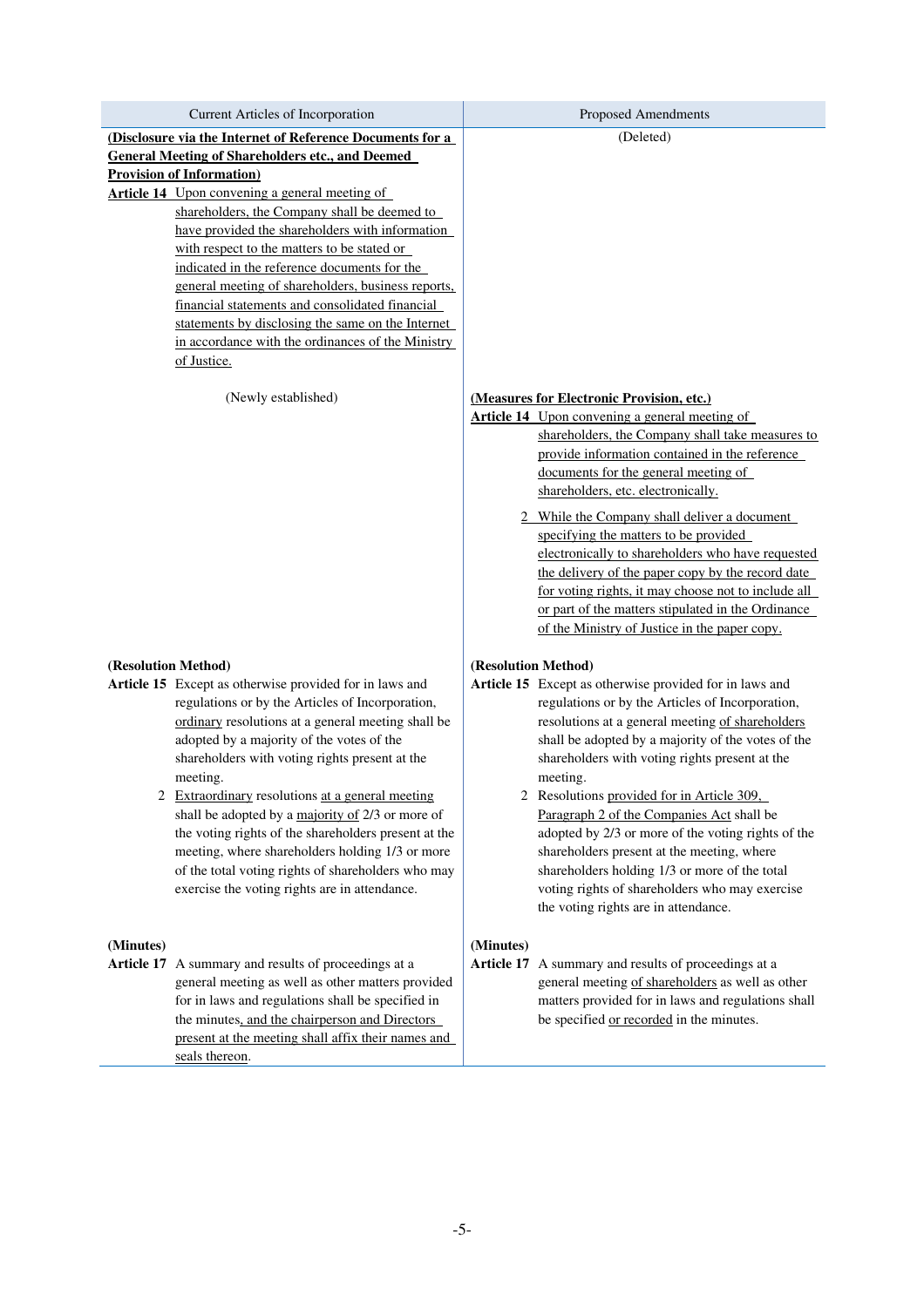| Current Articles of Incorporation | Proposed Amendments |
|---|---|
| **(Disclosure via the Internet of Reference Documents for a General Meeting of Shareholders etc., and Deemed Provision of Information)**<br>**Article 14** Upon convening a general meeting of shareholders, the Company shall be deemed to have provided the shareholders with information with respect to the matters to be stated or indicated in the reference documents for the general meeting of shareholders, business reports, financial statements and consolidated financial statements by disclosing the same on the Internet in accordance with the ordinances of the Ministry of Justice. | (Deleted) |
| (Newly established) | **(Measures for Electronic Provision, etc.)**<br>**Article 14** Upon convening a general meeting of shareholders, the Company shall take measures to provide information contained in the reference documents for the general meeting of shareholders, etc. electronically.<br>2 While the Company shall deliver a document specifying the matters to be provided electronically to shareholders who have requested the delivery of the paper copy by the record date for voting rights, it may choose not to include all or part of the matters stipulated in the Ordinance of the Ministry of Justice in the paper copy. |
| **(Resolution Method)**<br>**Article 15** Except as otherwise provided for in laws and regulations or by the Articles of Incorporation, ordinary resolutions at a general meeting shall be adopted by a majority of the votes of the shareholders with voting rights present at the meeting.<br>2 Extraordinary resolutions at a general meeting shall be adopted by a majority of 2/3 or more of the voting rights of the shareholders present at the meeting, where shareholders holding 1/3 or more of the total voting rights of shareholders who may exercise the voting rights are in attendance. | **(Resolution Method)**<br>**Article 15** Except as otherwise provided for in laws and regulations or by the Articles of Incorporation, resolutions at a general meeting of shareholders shall be adopted by a majority of the votes of the shareholders with voting rights present at the meeting.<br>2 Resolutions provided for in Article 309, Paragraph 2 of the Companies Act shall be adopted by 2/3 or more of the voting rights of the shareholders present at the meeting, where shareholders holding 1/3 or more of the total voting rights of shareholders who may exercise the voting rights are in attendance. |
| **(Minutes)**<br>**Article 17** A summary and results of proceedings at a general meeting as well as other matters provided for in laws and regulations shall be specified in the minutes, and the chairperson and Directors present at the meeting shall affix their names and seals thereon. | **(Minutes)**<br>**Article 17** A summary and results of proceedings at a general meeting of shareholders as well as other matters provided for in laws and regulations shall be specified or recorded in the minutes. |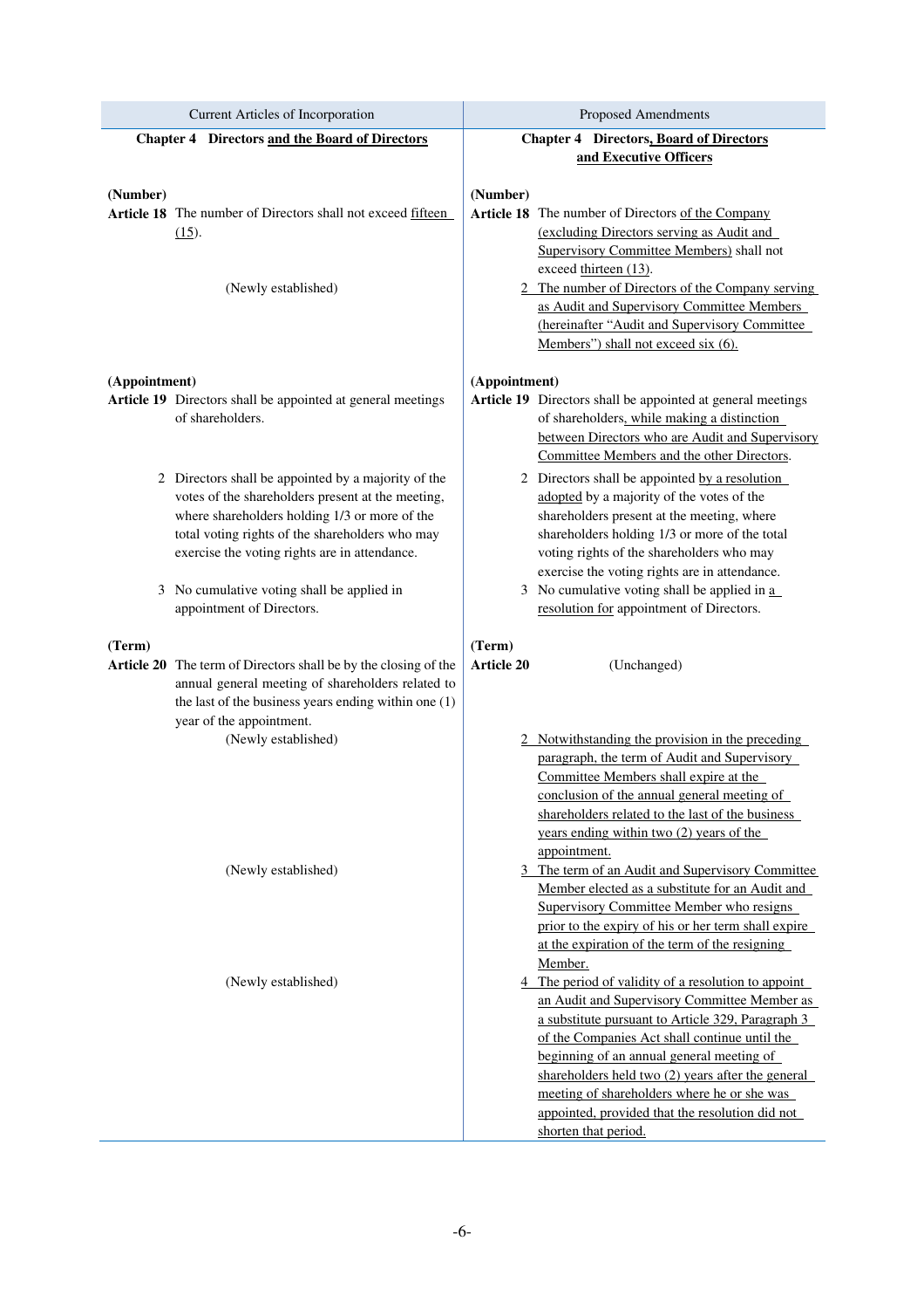| Current Articles of Incorporation | Proposed Amendments |
|---|---|
| **Chapter 4 Directors and the Board of Directors** | **Chapter 4 Directors, Board of Directors and Executive Officers** |
| **(Number)**<br>**Article 18** The number of Directors shall not exceed fifteen (15). | **(Number)**<br>**Article 18** The number of Directors of the Company (excluding Directors serving as Audit and Supervisory Committee Members) shall not exceed thirteen (13). |
| (Newly established) | 2 The number of Directors of the Company serving as Audit and Supervisory Committee Members (hereinafter "Audit and Supervisory Committee Members") shall not exceed six (6). |
| **(Appointment)**<br>**Article 19** Directors shall be appointed at general meetings of shareholders. | **(Appointment)**<br>**Article 19** Directors shall be appointed at general meetings of shareholders, while making a distinction between Directors who are Audit and Supervisory Committee Members and the other Directors. |
| 2 Directors shall be appointed by a majority of the votes of the shareholders present at the meeting, where shareholders holding 1/3 or more of the total voting rights of the shareholders who may exercise the voting rights are in attendance. | 2 Directors shall be appointed by a resolution adopted by a majority of the votes of the shareholders present at the meeting, where shareholders holding 1/3 or more of the total voting rights of the shareholders who may exercise the voting rights are in attendance. |
| 3 No cumulative voting shall be applied in appointment of Directors. | 3 No cumulative voting shall be applied in a resolution for appointment of Directors. |
| **(Term)**<br>**Article 20** The term of Directors shall be by the closing of the annual general meeting of shareholders related to the last of the business years ending within one (1) year of the appointment. | **(Term)**<br>**Article 20** (Unchanged) |
| (Newly established) | 2 Notwithstanding the provision in the preceding paragraph, the term of Audit and Supervisory Committee Members shall expire at the conclusion of the annual general meeting of shareholders related to the last of the business years ending within two (2) years of the appointment. |
| (Newly established) | 3 The term of an Audit and Supervisory Committee Member elected as a substitute for an Audit and Supervisory Committee Member who resigns prior to the expiry of his or her term shall expire at the expiration of the term of the resigning Member. |
| (Newly established) | 4 The period of validity of a resolution to appoint an Audit and Supervisory Committee Member as a substitute pursuant to Article 329, Paragraph 3 of the Companies Act shall continue until the beginning of an annual general meeting of shareholders held two (2) years after the general meeting of shareholders where he or she was appointed, provided that the resolution did not shorten that period. |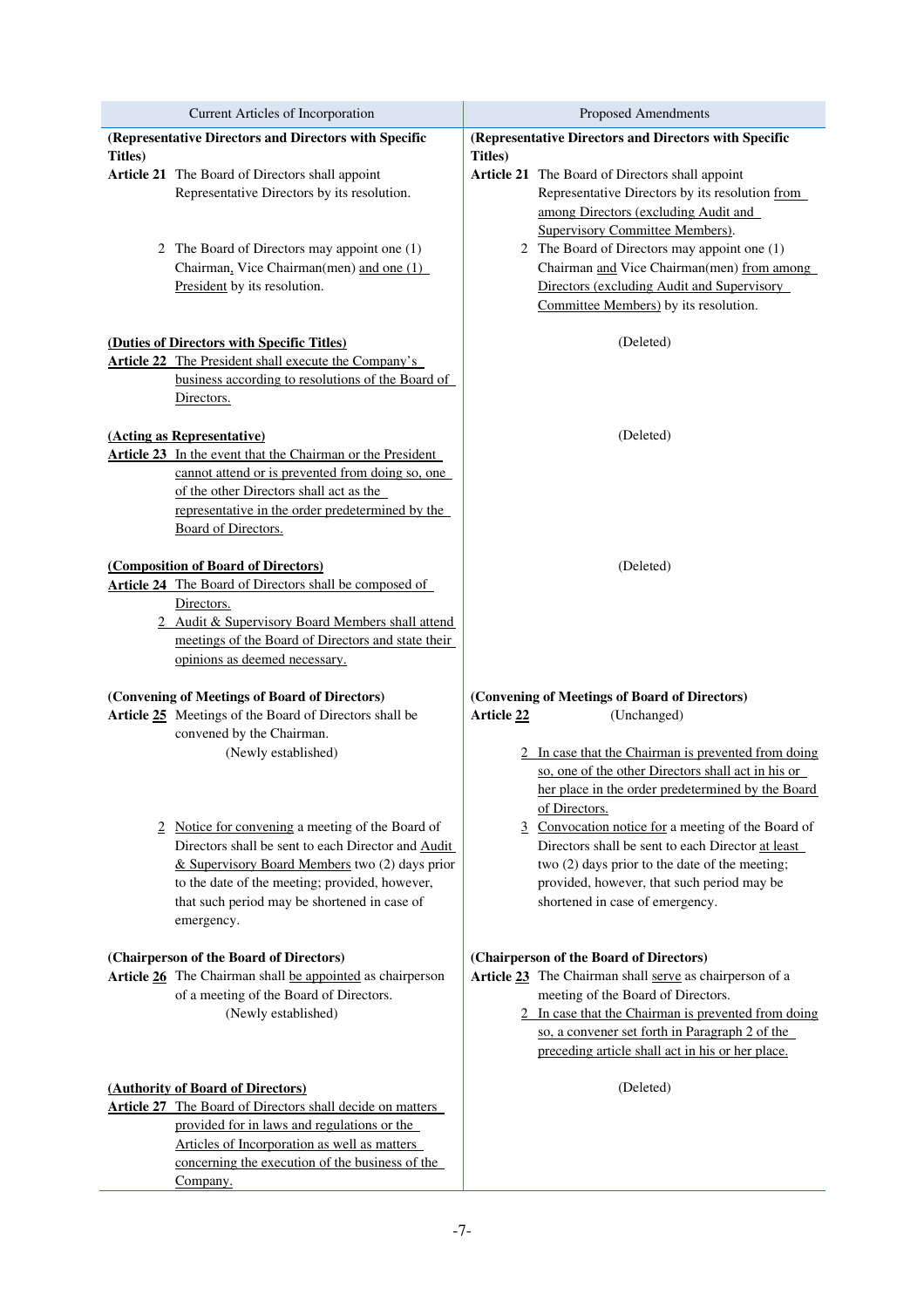| Current Articles of Incorporation | Proposed Amendments |
|---|---|
| **(Representative Directors and Directors with Specific Titles)**<br>**Article 21** The Board of Directors shall appoint Representative Directors by its resolution. | **(Representative Directors and Directors with Specific Titles)**<br>**Article 21** The Board of Directors shall appoint Representative Directors by its resolution from among Directors (excluding Audit and Supervisory Committee Members). |
| 2 The Board of Directors may appoint one (1) Chairman, Vice Chairman(men) and one (1) President by its resolution. | 2 The Board of Directors may appoint one (1) Chairman and Vice Chairman(men) from among Directors (excluding Audit and Supervisory Committee Members) by its resolution. |
| **(Duties of Directors with Specific Titles)**<br>**Article 22** The President shall execute the Company's business according to resolutions of the Board of Directors. | (Deleted) |
| **(Acting as Representative)**<br>**Article 23** In the event that the Chairman or the President cannot attend or is prevented from doing so, one of the other Directors shall act as the representative in the order predetermined by the Board of Directors. | (Deleted) |
| **(Composition of Board of Directors)**<br>**Article 24** The Board of Directors shall be composed of Directors.<br>2 Audit & Supervisory Board Members shall attend meetings of the Board of Directors and state their opinions as deemed necessary. | (Deleted) |
| **(Convening of Meetings of Board of Directors)**<br>**Article 25** Meetings of the Board of Directors shall be convened by the Chairman. | **(Convening of Meetings of Board of Directors)**<br>**Article 22** (Unchanged) |
| (Newly established) | 2 In case that the Chairman is prevented from doing so, one of the other Directors shall act in his or her place in the order predetermined by the Board of Directors. |
| 2 Notice for convening a meeting of the Board of Directors shall be sent to each Director and Audit & Supervisory Board Members two (2) days prior to the date of the meeting; provided, however, that such period may be shortened in case of emergency. | 3 Convocation notice for a meeting of the Board of Directors shall be sent to each Director at least two (2) days prior to the date of the meeting; provided, however, that such period may be shortened in case of emergency. |
| **(Chairperson of the Board of Directors)**<br>**Article 26** The Chairman shall be appointed as chairperson of a meeting of the Board of Directors. | **(Chairperson of the Board of Directors)**<br>**Article 23** The Chairman shall serve as chairperson of a meeting of the Board of Directors. |
| (Newly established) | 2 In case that the Chairman is prevented from doing so, a convener set forth in Paragraph 2 of the preceding article shall act in his or her place. |
| **(Authority of Board of Directors)**<br>**Article 27** The Board of Directors shall decide on matters provided for in laws and regulations or the Articles of Incorporation as well as matters concerning the execution of the business of the Company. | (Deleted) |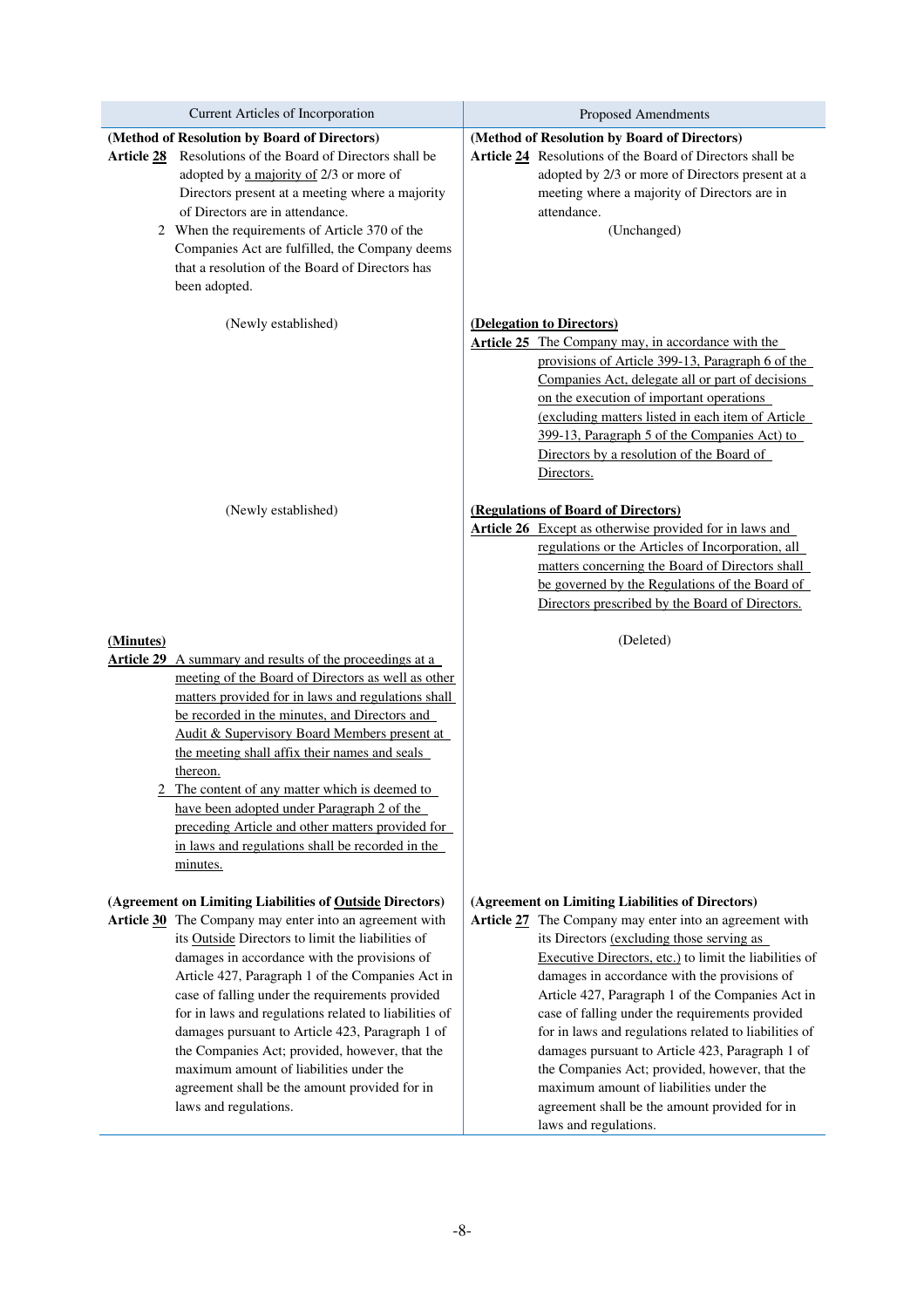| Current Articles of Incorporation | Proposed Amendments |
| --- | --- |
| **(Method of Resolution by Board of Directors)**<br>**Article 28** Resolutions of the Board of Directors shall be adopted by a majority of 2/3 or more of Directors present at a meeting where a majority of Directors are in attendance.<br>2 When the requirements of Article 370 of the Companies Act are fulfilled, the Company deems that a resolution of the Board of Directors has been adopted. | **(Method of Resolution by Board of Directors)**<br>**Article 24** Resolutions of the Board of Directors shall be adopted by 2/3 or more of Directors present at a meeting where a majority of Directors are in attendance.<br>(Unchanged) |
| (Newly established) | **(Delegation to Directors)**<br>**Article 25** The Company may, in accordance with the provisions of Article 399-13, Paragraph 6 of the Companies Act, delegate all or part of decisions on the execution of important operations (excluding matters listed in each item of Article 399-13, Paragraph 5 of the Companies Act) to Directors by a resolution of the Board of Directors. |
| (Newly established) | **(Regulations of Board of Directors)**<br>**Article 26** Except as otherwise provided for in laws and regulations or the Articles of Incorporation, all matters concerning the Board of Directors shall be governed by the Regulations of the Board of Directors prescribed by the Board of Directors. |
| **(Minutes)**<br>**Article 29** A summary and results of the proceedings at a meeting of the Board of Directors as well as other matters provided for in laws and regulations shall be recorded in the minutes, and Directors and Audit & Supervisory Board Members present at the meeting shall affix their names and seals thereon.<br>2 The content of any matter which is deemed to have been adopted under Paragraph 2 of the preceding Article and other matters provided for in laws and regulations shall be recorded in the minutes. | (Deleted) |
| **(Agreement on Limiting Liabilities of Outside Directors)**<br>**Article 30** The Company may enter into an agreement with its Outside Directors to limit the liabilities of damages in accordance with the provisions of Article 427, Paragraph 1 of the Companies Act in case of falling under the requirements provided for in laws and regulations related to liabilities of damages pursuant to Article 423, Paragraph 1 of the Companies Act; provided, however, that the maximum amount of liabilities under the agreement shall be the amount provided for in laws and regulations. | **(Agreement on Limiting Liabilities of Directors)**<br>**Article 27** The Company may enter into an agreement with its Directors (excluding those serving as Executive Directors, etc.) to limit the liabilities of damages in accordance with the provisions of Article 427, Paragraph 1 of the Companies Act in case of falling under the requirements provided for in laws and regulations related to liabilities of damages pursuant to Article 423, Paragraph 1 of the Companies Act; provided, however, that the maximum amount of liabilities under the agreement shall be the amount provided for in laws and regulations. |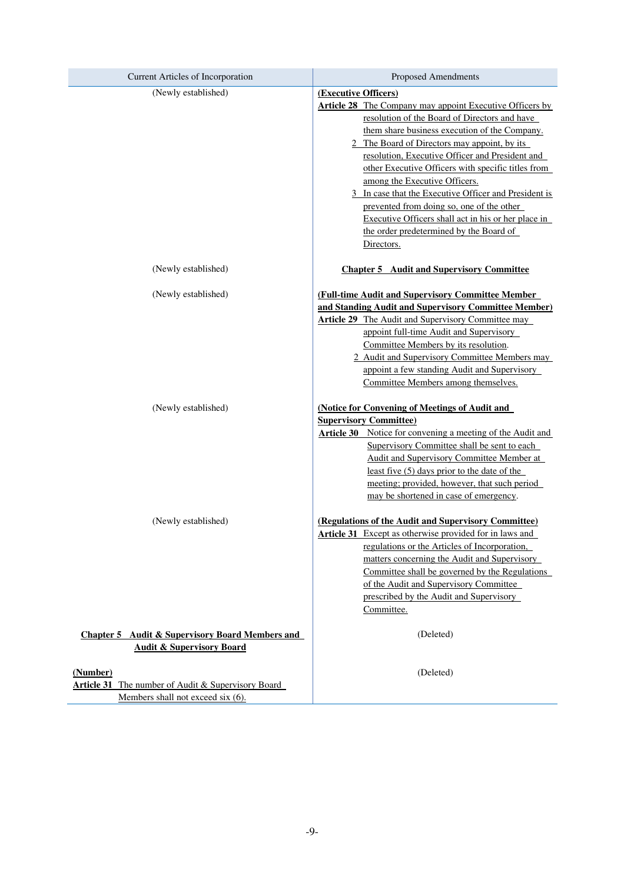| Current Articles of Incorporation | Proposed Amendments |
|---|---|
| (Newly established) | **(Executive Officers)**<br>**Article 28** The Company may appoint Executive Officers by resolution of the Board of Directors and have them share business execution of the Company.<br>2 The Board of Directors may appoint, by its resolution, Executive Officer and President and other Executive Officers with specific titles from among the Executive Officers.<br>3 In case that the Executive Officer and President is prevented from doing so, one of the other Executive Officers shall act in his or her place in the order predetermined by the Board of Directors. |
| (Newly established) | **Chapter 5 Audit and Supervisory Committee** |
| (Newly established) | **(Full-time Audit and Supervisory Committee Member and Standing Audit and Supervisory Committee Member)**<br>**Article 29** The Audit and Supervisory Committee may appoint full-time Audit and Supervisory Committee Members by its resolution.<br>2 Audit and Supervisory Committee Members may appoint a few standing Audit and Supervisory Committee Members among themselves. |
| (Newly established) | **(Notice for Convening of Meetings of Audit and Supervisory Committee)**<br>**Article 30** Notice for convening a meeting of the Audit and Supervisory Committee shall be sent to each Audit and Supervisory Committee Member at least five (5) days prior to the date of the meeting; provided, however, that such period may be shortened in case of emergency. |
| (Newly established) | **(Regulations of the Audit and Supervisory Committee)**<br>**Article 31** Except as otherwise provided for in laws and regulations or the Articles of Incorporation, matters concerning the Audit and Supervisory Committee shall be governed by the Regulations of the Audit and Supervisory Committee prescribed by the Audit and Supervisory Committee. |
| **Chapter 5 Audit & Supervisory Board Members and Audit & Supervisory Board** | (Deleted) |
| **(Number)**<br>**Article 31** The number of Audit & Supervisory Board Members shall not exceed six (6). | (Deleted) |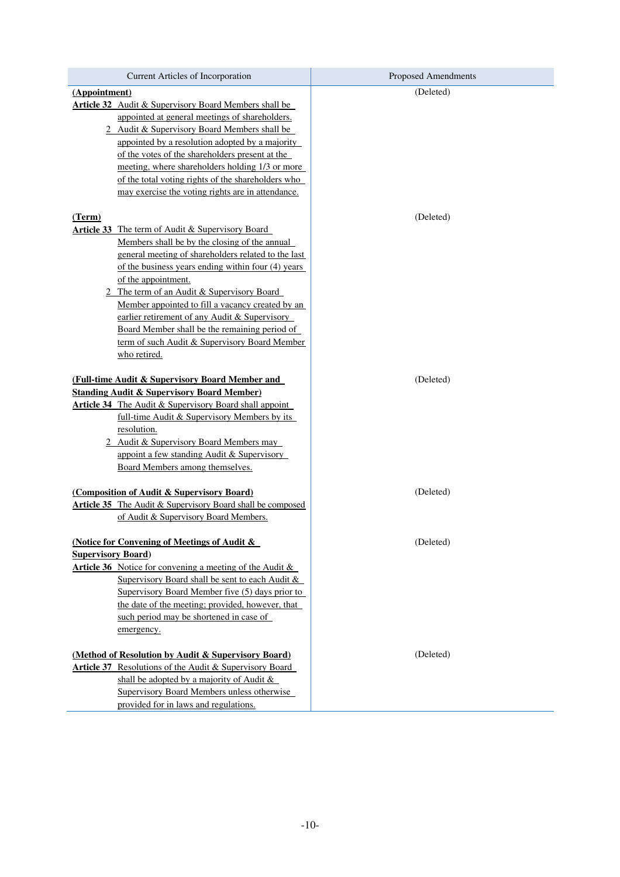| Current Articles of Incorporation | Proposed Amendments |
|---|---|
| **(Appointment)**<br>**Article 32** Audit & Supervisory Board Members shall be appointed at general meetings of shareholders.<br>2 Audit & Supervisory Board Members shall be appointed by a resolution adopted by a majority of the votes of the shareholders present at the meeting, where shareholders holding 1/3 or more of the total voting rights of the shareholders who may exercise the voting rights are in attendance. | (Deleted) |
| **(Term)**<br>**Article 33** The term of Audit & Supervisory Board Members shall be by the closing of the annual general meeting of shareholders related to the last of the business years ending within four (4) years of the appointment.<br>2 The term of an Audit & Supervisory Board Member appointed to fill a vacancy created by an earlier retirement of any Audit & Supervisory Board Member shall be the remaining period of term of such Audit & Supervisory Board Member who retired. | (Deleted) |
| **(Full-time Audit & Supervisory Board Member and Standing Audit & Supervisory Board Member)**<br>**Article 34** The Audit & Supervisory Board shall appoint full-time Audit & Supervisory Members by its resolution.<br>2 Audit & Supervisory Board Members may appoint a few standing Audit & Supervisory Board Members among themselves. | (Deleted) |
| **(Composition of Audit & Supervisory Board)**<br>**Article 35** The Audit & Supervisory Board shall be composed of Audit & Supervisory Board Members. | (Deleted) |
| **(Notice for Convening of Meetings of Audit & Supervisory Board)**<br>**Article 36** Notice for convening a meeting of the Audit & Supervisory Board shall be sent to each Audit & Supervisory Board Member five (5) days prior to the date of the meeting; provided, however, that such period may be shortened in case of emergency. | (Deleted) |
| **(Method of Resolution by Audit & Supervisory Board)**<br>**Article 37** Resolutions of the Audit & Supervisory Board shall be adopted by a majority of Audit & Supervisory Board Members unless otherwise provided for in laws and regulations. | (Deleted) |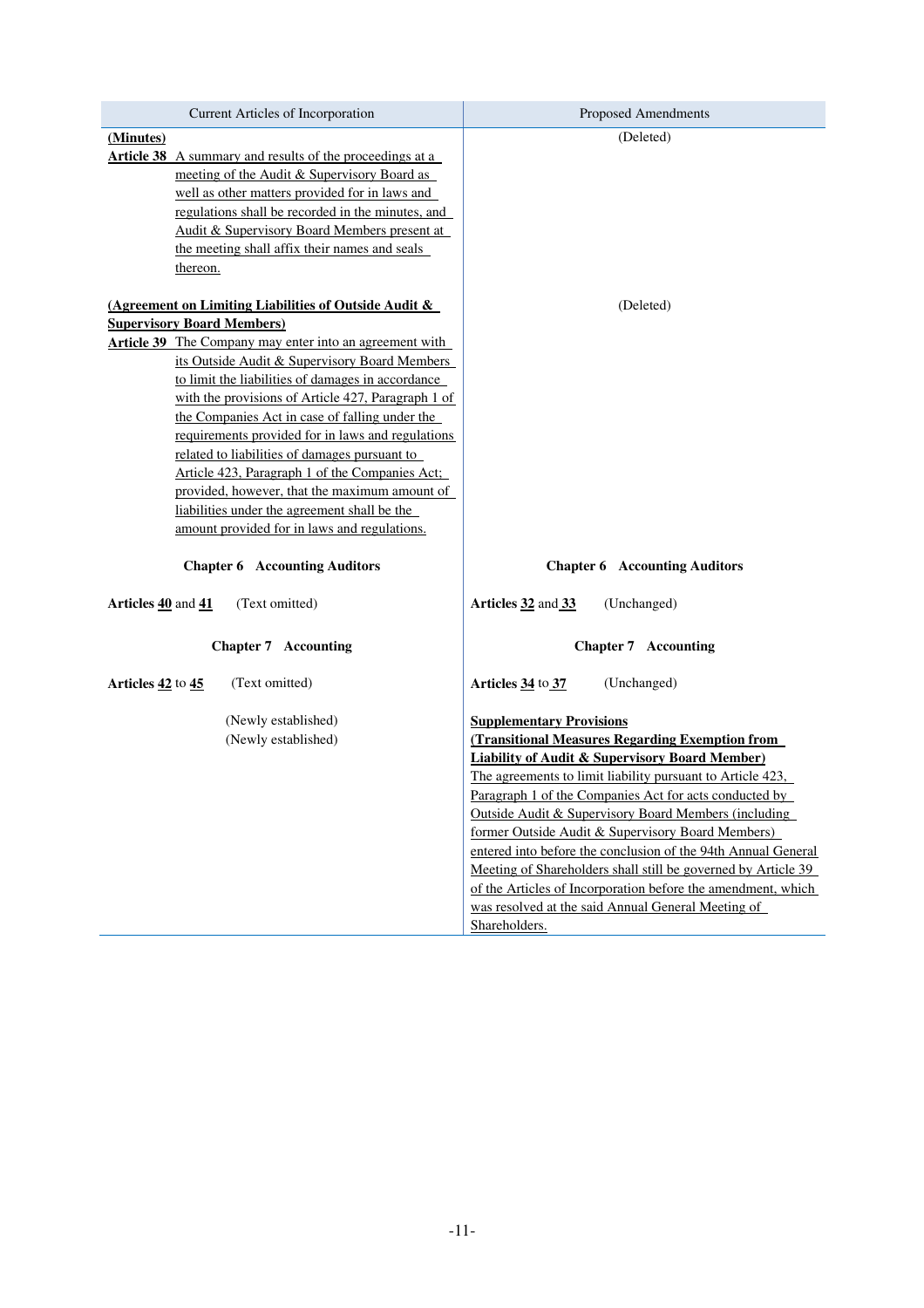| Current Articles of Incorporation | Proposed Amendments |
|---|---|
| **(Minutes)**<br>**Article 38** A summary and results of the proceedings at a meeting of the Audit & Supervisory Board as well as other matters provided for in laws and regulations shall be recorded in the minutes, and Audit & Supervisory Board Members present at the meeting shall affix their names and seals thereon. | (Deleted) |
| **(Agreement on Limiting Liabilities of Outside Audit & Supervisory Board Members)**<br>**Article 39** The Company may enter into an agreement with its Outside Audit & Supervisory Board Members to limit the liabilities of damages in accordance with the provisions of Article 427, Paragraph 1 of the Companies Act in case of falling under the requirements provided for in laws and regulations related to liabilities of damages pursuant to Article 423, Paragraph 1 of the Companies Act; provided, however, that the maximum amount of liabilities under the agreement shall be the amount provided for in laws and regulations. | (Deleted) |
| **Chapter 6 Accounting Auditors** | **Chapter 6 Accounting Auditors** |
| **Articles 40 and 41** (Text omitted) | **Articles 32 and 33** (Unchanged) |
| **Chapter 7 Accounting** | **Chapter 7 Accounting** |
| **Articles 42 to 45** (Text omitted) | **Articles 34 to 37** (Unchanged) |
| (Newly established)<br>(Newly established) | **Supplementary Provisions**<br>**(Transitional Measures Regarding Exemption from Liability of Audit & Supervisory Board Member)**<br>The agreements to limit liability pursuant to Article 423, Paragraph 1 of the Companies Act for acts conducted by Outside Audit & Supervisory Board Members (including former Outside Audit & Supervisory Board Members) entered into before the conclusion of the 94th Annual General Meeting of Shareholders shall still be governed by Article 39 of the Articles of Incorporation before the amendment, which was resolved at the said Annual General Meeting of Shareholders. |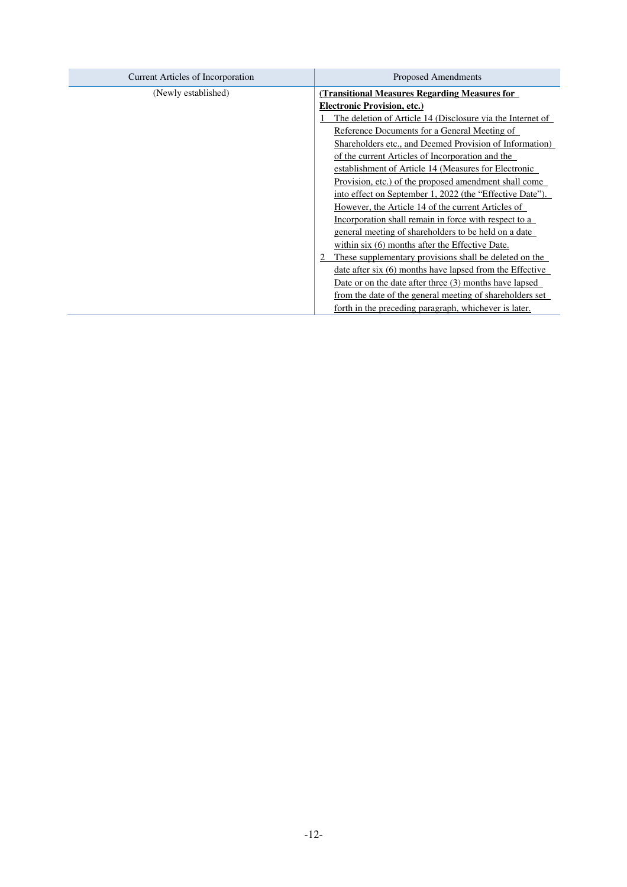| Current Articles of Incorporation | Proposed Amendments |
|---|---|
| (Newly established) | **(Transitional Measures Regarding Measures for Electronic Provision, etc.)**<br>1 The deletion of Article 14 (Disclosure via the Internet of Reference Documents for a General Meeting of Shareholders etc., and Deemed Provision of Information) of the current Articles of Incorporation and the establishment of Article 14 (Measures for Electronic Provision, etc.) of the proposed amendment shall come into effect on September 1, 2022 (the "Effective Date"). However, the Article 14 of the current Articles of Incorporation shall remain in force with respect to a general meeting of shareholders to be held on a date within six (6) months after the Effective Date.<br>2 These supplementary provisions shall be deleted on the date after six (6) months have lapsed from the Effective Date or on the date after three (3) months have lapsed from the date of the general meeting of shareholders set forth in the preceding paragraph, whichever is later. |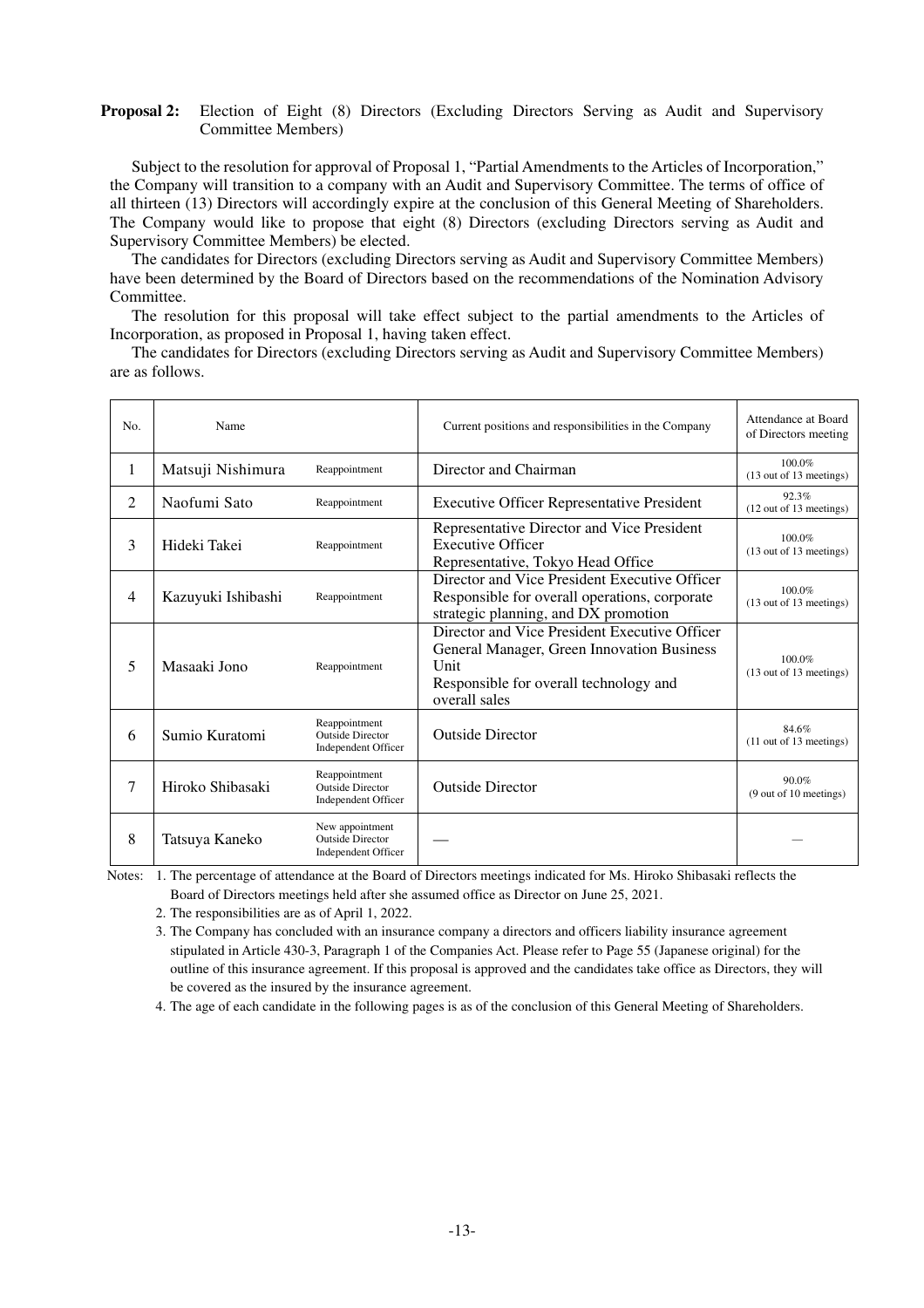**Proposal 2:** Election of Eight (8) Directors (Excluding Directors Serving as Audit and Supervisory Committee Members)

Subject to the resolution for approval of Proposal 1, "Partial Amendments to the Articles of Incorporation," the Company will transition to a company with an Audit and Supervisory Committee. The terms of office of all thirteen (13) Directors will accordingly expire at the conclusion of this General Meeting of Shareholders. The Company would like to propose that eight (8) Directors (excluding Directors serving as Audit and Supervisory Committee Members) be elected.

The candidates for Directors (excluding Directors serving as Audit and Supervisory Committee Members) have been determined by the Board of Directors based on the recommendations of the Nomination Advisory Committee.

The resolution for this proposal will take effect subject to the partial amendments to the Articles of Incorporation, as proposed in Proposal 1, having taken effect.

The candidates for Directors (excluding Directors serving as Audit and Supervisory Committee Members) are as follows.

| No. | Name | | Current positions and responsibilities in the Company | Attendance at Board of Directors meeting |
|---|---|---|---|---|
| 1 | Matsuji Nishimura | Reappointment | Director and Chairman | 100.0% (13 out of 13 meetings) |
| 2 | Naofumi Sato | Reappointment | Executive Officer Representative President | 92.3% (12 out of 13 meetings) |
| 3 | Hideki Takei | Reappointment | Representative Director and Vice President Executive Officer<br>Representative, Tokyo Head Office | 100.0% (13 out of 13 meetings) |
| 4 | Kazuyuki Ishibashi | Reappointment | Director and Vice President Executive Officer<br>Responsible for overall operations, corporate strategic planning, and DX promotion | 100.0% (13 out of 13 meetings) |
| 5 | Masaaki Jono | Reappointment | Director and Vice President Executive Officer<br>General Manager, Green Innovation Business Unit<br>Responsible for overall technology and overall sales | 100.0% (13 out of 13 meetings) |
| 6 | Sumio Kuratomi | Reappointment<br>Outside Director<br>Independent Officer | Outside Director | 84.6% (11 out of 13 meetings) |
| 7 | Hiroko Shibasaki | Reappointment<br>Outside Director<br>Independent Officer | Outside Director | 90.0% (9 out of 10 meetings) |
| 8 | Tatsuya Kaneko | New appointment<br>Outside Director<br>Independent Officer | — | — |

Notes:
1. The percentage of attendance at the Board of Directors meetings indicated for Ms. Hiroko Shibasaki reflects the Board of Directors meetings held after she assumed office as Director on June 25, 2021.
2. The responsibilities are as of April 1, 2022.
3. The Company has concluded with an insurance company a directors and officers liability insurance agreement stipulated in Article 430-3, Paragraph 1 of the Companies Act. Please refer to Page 55 (Japanese original) for the outline of this insurance agreement. If this proposal is approved and the candidates take office as Directors, they will be covered as the insured by the insurance agreement.
4. The age of each candidate in the following pages is as of the conclusion of this General Meeting of Shareholders.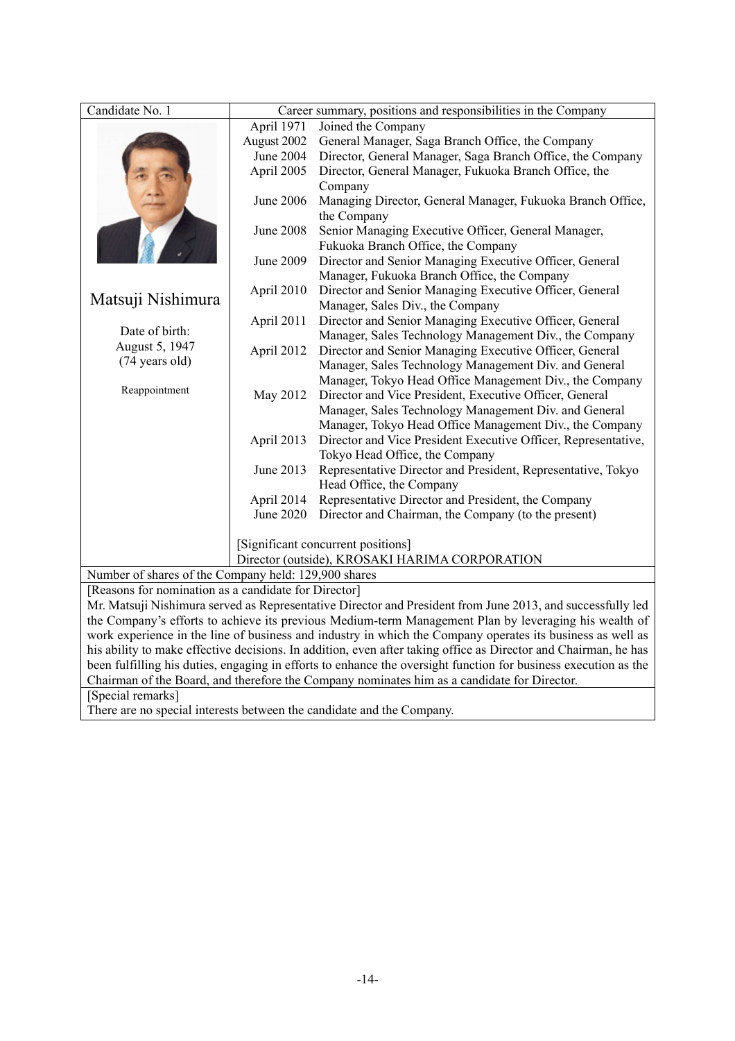| Candidate No. 1 | Career summary, positions and responsibilities in the Company | |
|---|---|---|
| **Matsuji Nishimura**<br><br>Date of birth:<br>August 5, 1947<br>(74 years old)<br><br>Reappointment | April 1971 | Joined the Company |
| | August 2002 | General Manager, Saga Branch Office, the Company |
| | June 2004 | Director, General Manager, Saga Branch Office, the Company |
| | April 2005 | Director, General Manager, Fukuoka Branch Office, the Company |
| | June 2006 | Managing Director, General Manager, Fukuoka Branch Office, the Company |
| | June 2008 | Senior Managing Executive Officer, General Manager, Fukuoka Branch Office, the Company |
| | June 2009 | Director and Senior Managing Executive Officer, General Manager, Fukuoka Branch Office, the Company |
| | April 2010 | Director and Senior Managing Executive Officer, General Manager, Sales Div., the Company |
| | April 2011 | Director and Senior Managing Executive Officer, General Manager, Sales Technology Management Div., the Company |
| | April 2012 | Director and Senior Managing Executive Officer, General Manager, Sales Technology Management Div. and General Manager, Tokyo Head Office Management Div., the Company |
| | May 2012 | Director and Vice President, Executive Officer, General Manager, Sales Technology Management Div. and General Manager, Tokyo Head Office Management Div., the Company |
| | April 2013 | Director and Vice President Executive Officer, Representative, Tokyo Head Office, the Company |
| | June 2013 | Representative Director and President, Representative, Tokyo Head Office, the Company |
| | April 2014 | Representative Director and President, the Company |
| | June 2020 | Director and Chairman, the Company (to the present) |
| | [Significant concurrent positions]<br>Director (outside), KROSAKI HARIMA CORPORATION | |

Number of shares of the Company held: 129,900 shares

[Reasons for nomination as a candidate for Director]

Mr. Matsuji Nishimura served as Representative Director and President from June 2013, and successfully led the Company's efforts to achieve its previous Medium-term Management Plan by leveraging his wealth of work experience in the line of business and industry in which the Company operates its business as well as his ability to make effective decisions. In addition, even after taking office as Director and Chairman, he has been fulfilling his duties, engaging in efforts to enhance the oversight function for business execution as the Chairman of the Board, and therefore the Company nominates him as a candidate for Director.

[Special remarks]

There are no special interests between the candidate and the Company.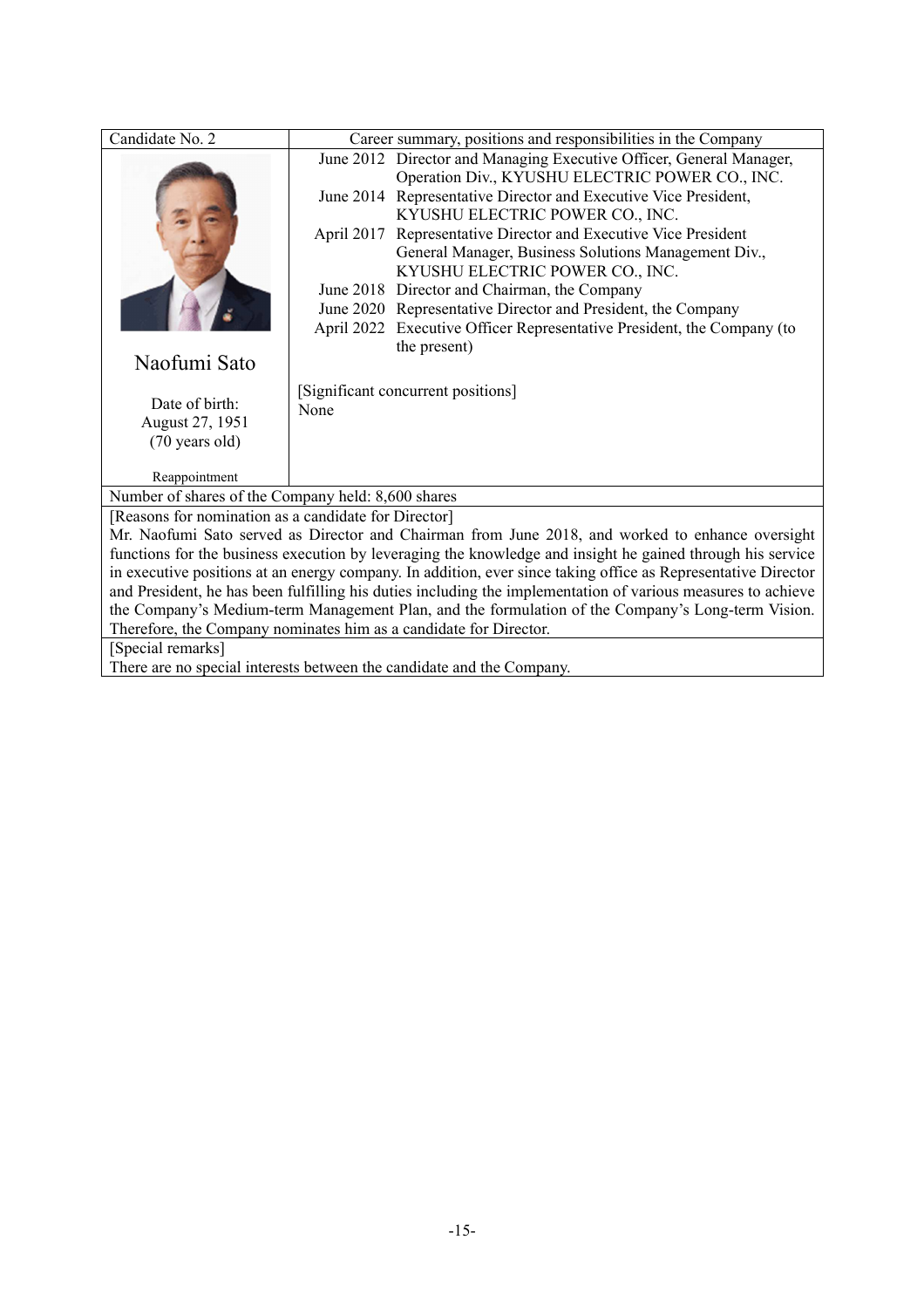| Candidate No. 2 | Career summary, positions and responsibilities in the Company |
|---|---|
| Naofumi Sato<br><br>Date of birth:<br>August 27, 1951<br>(70 years old)<br><br>Reappointment | June 2012 Director and Managing Executive Officer, General Manager, Operation Div., KYUSHU ELECTRIC POWER CO., INC.<br>June 2014 Representative Director and Executive Vice President, KYUSHU ELECTRIC POWER CO., INC.<br>April 2017 Representative Director and Executive Vice President General Manager, Business Solutions Management Div., KYUSHU ELECTRIC POWER CO., INC.<br>June 2018 Director and Chairman, the Company<br>June 2020 Representative Director and President, the Company<br>April 2022 Executive Officer Representative President, the Company (to the present)<br><br>[Significant concurrent positions]<br>None |
| Number of shares of the Company held: 8,600 shares | |

[Reasons for nomination as a candidate for Director]

Mr. Naofumi Sato served as Director and Chairman from June 2018, and worked to enhance oversight functions for the business execution by leveraging the knowledge and insight he gained through his service in executive positions at an energy company. In addition, ever since taking office as Representative Director and President, he has been fulfilling his duties including the implementation of various measures to achieve the Company's Medium-term Management Plan, and the formulation of the Company's Long-term Vision. Therefore, the Company nominates him as a candidate for Director.

[Special remarks]

There are no special interests between the candidate and the Company.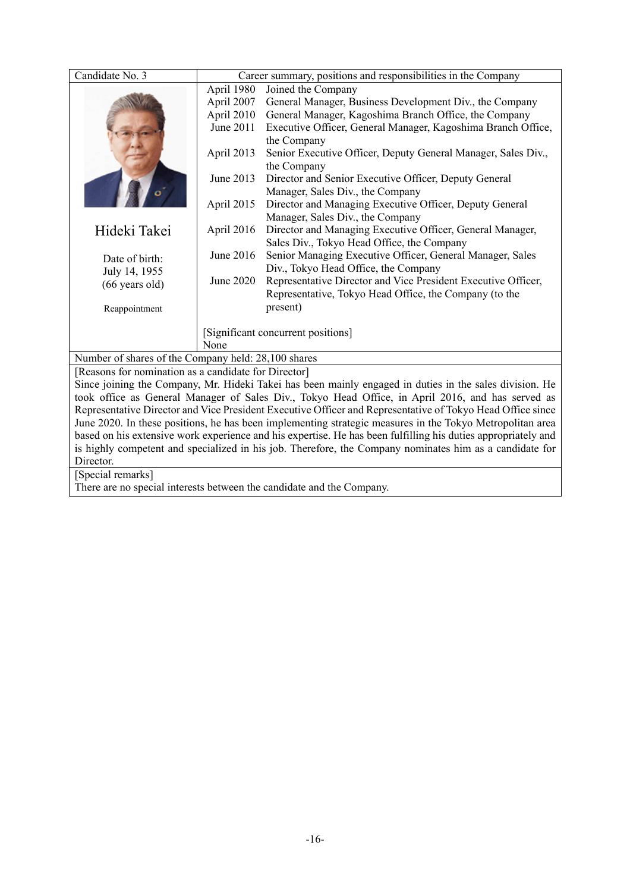| Candidate No. 3 | Career summary, positions and responsibilities in the Company | |
|---|---|---|
| Hideki Takei<br><br>Date of birth:<br>July 14, 1955<br>(66 years old)<br><br>Reappointment | April 1980 | Joined the Company |
| | April 2007 | General Manager, Business Development Div., the Company |
| | April 2010 | General Manager, Kagoshima Branch Office, the Company |
| | June 2011 | Executive Officer, General Manager, Kagoshima Branch Office, the Company |
| | April 2013 | Senior Executive Officer, Deputy General Manager, Sales Div., the Company |
| | June 2013 | Director and Senior Executive Officer, Deputy General Manager, Sales Div., the Company |
| | April 2015 | Director and Managing Executive Officer, Deputy General Manager, Sales Div., the Company |
| | April 2016 | Director and Managing Executive Officer, General Manager, Sales Div., Tokyo Head Office, the Company |
| | June 2016 | Senior Managing Executive Officer, General Manager, Sales Div., Tokyo Head Office, the Company |
| | June 2020 | Representative Director and Vice President Executive Officer, Representative, Tokyo Head Office, the Company (to the present) |
| | [Significant concurrent positions]<br>None | |

Number of shares of the Company held: 28,100 shares

[Reasons for nomination as a candidate for Director]

Since joining the Company, Mr. Hideki Takei has been mainly engaged in duties in the sales division. He took office as General Manager of Sales Div., Tokyo Head Office, in April 2016, and has served as Representative Director and Vice President Executive Officer and Representative of Tokyo Head Office since June 2020. In these positions, he has been implementing strategic measures in the Tokyo Metropolitan area based on his extensive work experience and his expertise. He has been fulfilling his duties appropriately and is highly competent and specialized in his job. Therefore, the Company nominates him as a candidate for Director.

[Special remarks]

There are no special interests between the candidate and the Company.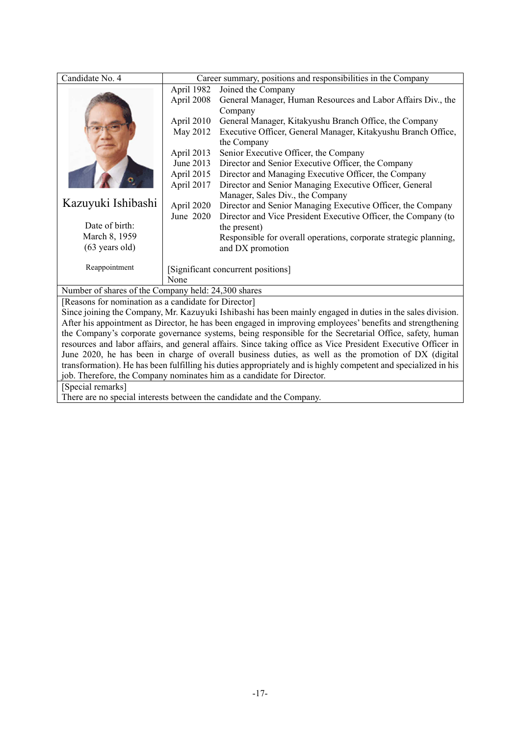| Candidate No. 4 | Career summary, positions and responsibilities in the Company | |
|---|---|---|
| Kazuyuki Ishibashi<br><br>Date of birth:<br>March 8, 1959<br>(63 years old)<br><br>Reappointment | April 1982 | Joined the Company |
| | April 2008 | General Manager, Human Resources and Labor Affairs Div., the Company |
| | April 2010 | General Manager, Kitakyushu Branch Office, the Company |
| | May 2012 | Executive Officer, General Manager, Kitakyushu Branch Office, the Company |
| | April 2013 | Senior Executive Officer, the Company |
| | June 2013 | Director and Senior Executive Officer, the Company |
| | April 2015 | Director and Managing Executive Officer, the Company |
| | April 2017 | Director and Senior Managing Executive Officer, General Manager, Sales Div., the Company |
| | April 2020 | Director and Senior Managing Executive Officer, the Company |
| | June 2020 | Director and Vice President Executive Officer, the Company (to the present)<br>Responsible for overall operations, corporate strategic planning, and DX promotion |
| | [Significant concurrent positions]<br>None | |

Number of shares of the Company held: 24,300 shares

[Reasons for nomination as a candidate for Director]

Since joining the Company, Mr. Kazuyuki Ishibashi has been mainly engaged in duties in the sales division. After his appointment as Director, he has been engaged in improving employees' benefits and strengthening the Company's corporate governance systems, being responsible for the Secretarial Office, safety, human resources and labor affairs, and general affairs. Since taking office as Vice President Executive Officer in June 2020, he has been in charge of overall business duties, as well as the promotion of DX (digital transformation). He has been fulfilling his duties appropriately and is highly competent and specialized in his job. Therefore, the Company nominates him as a candidate for Director.

[Special remarks]

There are no special interests between the candidate and the Company.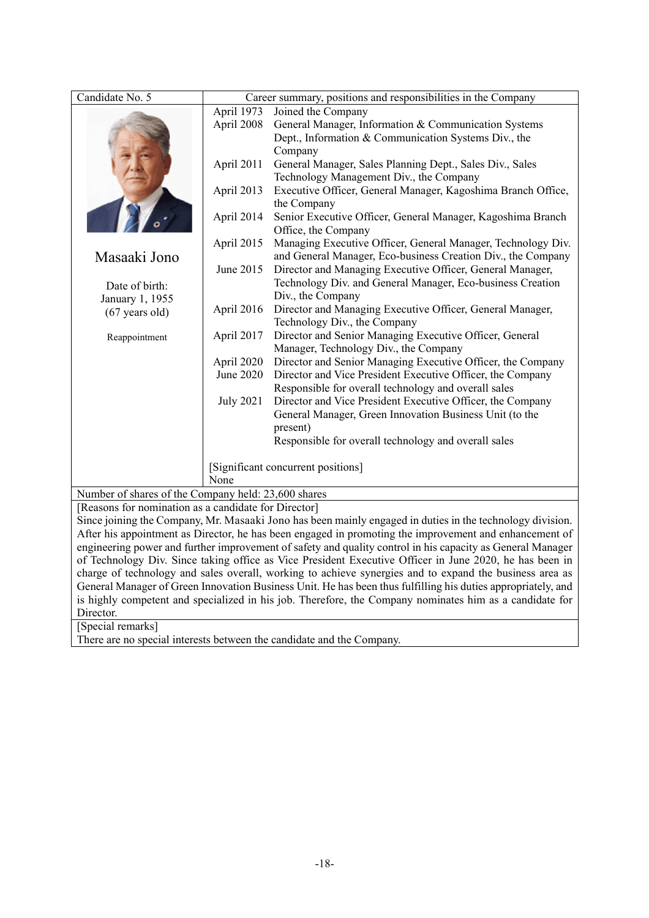| Candidate No. 5 | Career summary, positions and responsibilities in the Company | |
|---|---|---|
| Masaaki Jono<br><br>Date of birth:<br>January 1, 1955<br>(67 years old)<br><br>Reappointment | April 1973 | Joined the Company |
| | April 2008 | General Manager, Information & Communication Systems Dept., Information & Communication Systems Div., the Company |
| | April 2011 | General Manager, Sales Planning Dept., Sales Div., Sales Technology Management Div., the Company |
| | April 2013 | Executive Officer, General Manager, Kagoshima Branch Office, the Company |
| | April 2014 | Senior Executive Officer, General Manager, Kagoshima Branch Office, the Company |
| | April 2015 | Managing Executive Officer, General Manager, Technology Div. and General Manager, Eco-business Creation Div., the Company |
| | June 2015 | Director and Managing Executive Officer, General Manager, Technology Div. and General Manager, Eco-business Creation Div., the Company |
| | April 2016 | Director and Managing Executive Officer, General Manager, Technology Div., the Company |
| | April 2017 | Director and Senior Managing Executive Officer, General Manager, Technology Div., the Company |
| | April 2020 | Director and Senior Managing Executive Officer, the Company |
| | June 2020 | Director and Vice President Executive Officer, the Company<br>Responsible for overall technology and overall sales |
| | July 2021 | Director and Vice President Executive Officer, the Company<br>General Manager, Green Innovation Business Unit (to the present)<br>Responsible for overall technology and overall sales |
| | [Significant concurrent positions]<br>None | |

Number of shares of the Company held: 23,600 shares

[Reasons for nomination as a candidate for Director]

Since joining the Company, Mr. Masaaki Jono has been mainly engaged in duties in the technology division. After his appointment as Director, he has been engaged in promoting the improvement and enhancement of engineering power and further improvement of safety and quality control in his capacity as General Manager of Technology Div. Since taking office as Vice President Executive Officer in June 2020, he has been in charge of technology and sales overall, working to achieve synergies and to expand the business area as General Manager of Green Innovation Business Unit. He has been thus fulfilling his duties appropriately, and is highly competent and specialized in his job. Therefore, the Company nominates him as a candidate for Director.

[Special remarks]

There are no special interests between the candidate and the Company.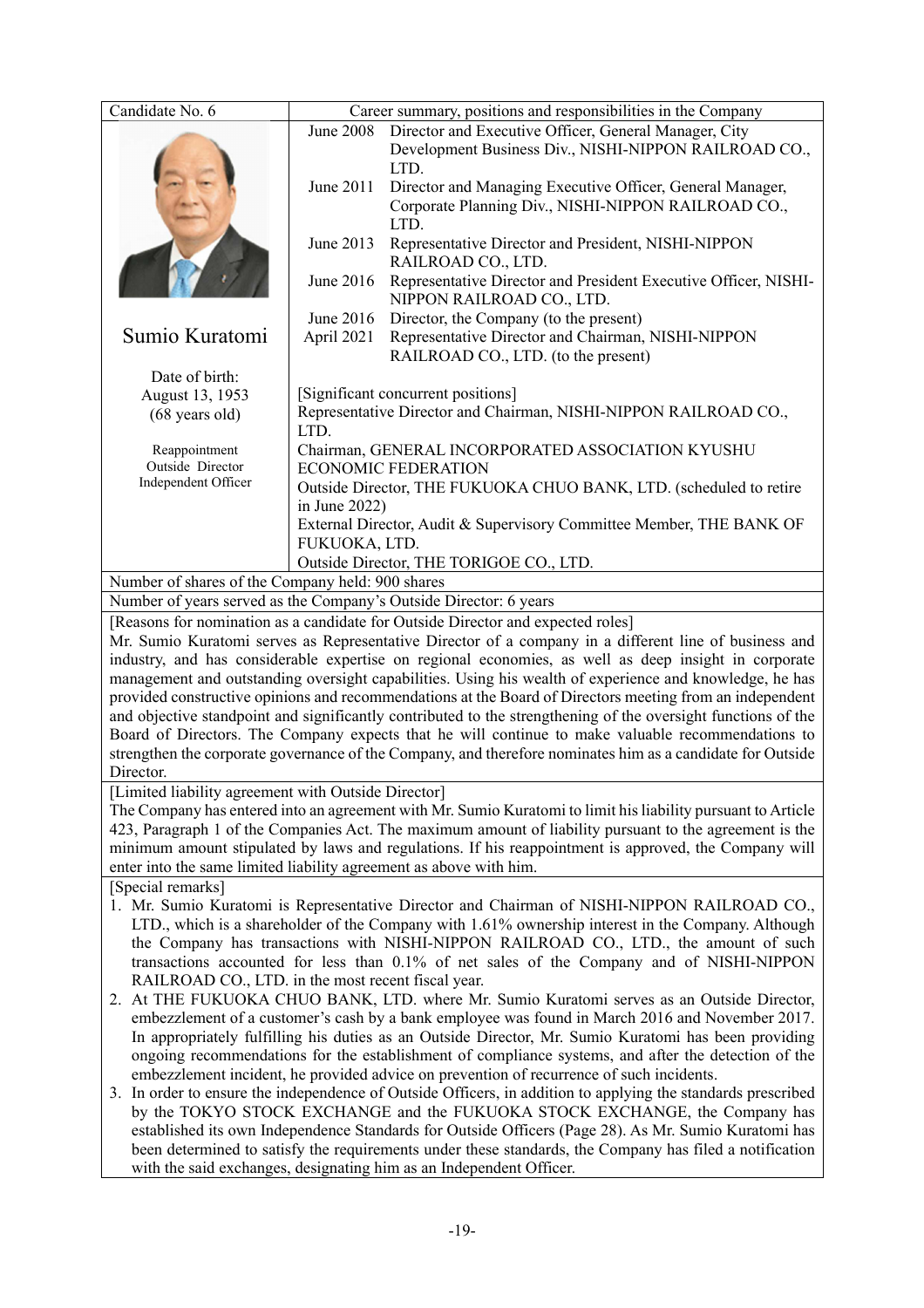| Candidate No. 6 | Career summary, positions and responsibilities in the Company | |
|---|---|---|
| **Sumio Kuratomi**<br><br>Date of birth:<br>August 13, 1953<br>(68 years old)<br><br>Reappointment<br>Outside Director<br>Independent Officer | June 2008 | Director and Executive Officer, General Manager, City Development Business Div., NISHI-NIPPON RAILROAD CO., LTD. |
| | June 2011 | Director and Managing Executive Officer, General Manager, Corporate Planning Div., NISHI-NIPPON RAILROAD CO., LTD. |
| | June 2013 | Representative Director and President, NISHI-NIPPON RAILROAD CO., LTD. |
| | June 2016 | Representative Director and President Executive Officer, NISHI-NIPPON RAILROAD CO., LTD. |
| | June 2016 | Director, the Company (to the present) |
| | April 2021 | Representative Director and Chairman, NISHI-NIPPON RAILROAD CO., LTD. (to the present) |
| | [Significant concurrent positions]<br>Representative Director and Chairman, NISHI-NIPPON RAILROAD CO., LTD.<br>Chairman, GENERAL INCORPORATED ASSOCIATION KYUSHU ECONOMIC FEDERATION<br>Outside Director, THE FUKUOKA CHUO BANK, LTD. (scheduled to retire in June 2022)<br>External Director, Audit & Supervisory Committee Member, THE BANK OF FUKUOKA, LTD.<br>Outside Director, THE TORIGOE CO., LTD. | |

Number of shares of the Company held: 900 shares

Number of years served as the Company's Outside Director: 6 years

[Reasons for nomination as a candidate for Outside Director and expected roles]

Mr. Sumio Kuratomi serves as Representative Director of a company in a different line of business and industry, and has considerable expertise on regional economies, as well as deep insight in corporate management and outstanding oversight capabilities. Using his wealth of experience and knowledge, he has provided constructive opinions and recommendations at the Board of Directors meeting from an independent and objective standpoint and significantly contributed to the strengthening of the oversight functions of the Board of Directors. The Company expects that he will continue to make valuable recommendations to strengthen the corporate governance of the Company, and therefore nominates him as a candidate for Outside Director.

[Limited liability agreement with Outside Director]

The Company has entered into an agreement with Mr. Sumio Kuratomi to limit his liability pursuant to Article 423, Paragraph 1 of the Companies Act. The maximum amount of liability pursuant to the agreement is the minimum amount stipulated by laws and regulations. If his reappointment is approved, the Company will enter into the same limited liability agreement as above with him.

[Special remarks]

1. Mr. Sumio Kuratomi is Representative Director and Chairman of NISHI-NIPPON RAILROAD CO., LTD., which is a shareholder of the Company with 1.61% ownership interest in the Company. Although the Company has transactions with NISHI-NIPPON RAILROAD CO., LTD., the amount of such transactions accounted for less than 0.1% of net sales of the Company and of NISHI-NIPPON RAILROAD CO., LTD. in the most recent fiscal year.
2. At THE FUKUOKA CHUO BANK, LTD. where Mr. Sumio Kuratomi serves as an Outside Director, embezzlement of a customer's cash by a bank employee was found in March 2016 and November 2017. In appropriately fulfilling his duties as an Outside Director, Mr. Sumio Kuratomi has been providing ongoing recommendations for the establishment of compliance systems, and after the detection of the embezzlement incident, he provided advice on prevention of recurrence of such incidents.
3. In order to ensure the independence of Outside Officers, in addition to applying the standards prescribed by the TOKYO STOCK EXCHANGE and the FUKUOKA STOCK EXCHANGE, the Company has established its own Independence Standards for Outside Officers (Page 28). As Mr. Sumio Kuratomi has been determined to satisfy the requirements under these standards, the Company has filed a notification with the said exchanges, designating him as an Independent Officer.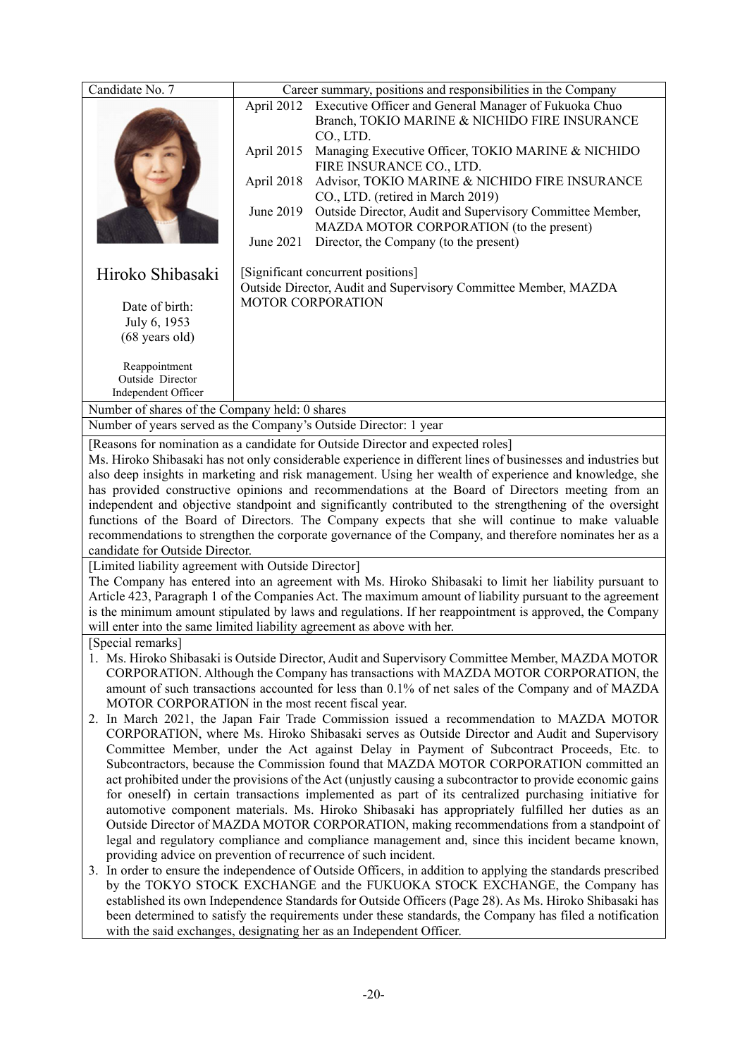| Candidate No. 7 | Career summary, positions and responsibilities in the Company | |
|---|---|---|
| Hiroko Shibasaki<br><br>Date of birth:<br>July 6, 1953<br>(68 years old)<br><br>Reappointment<br>Outside Director<br>Independent Officer | April 2012 | Executive Officer and General Manager of Fukuoka Chuo Branch, TOKIO MARINE & NICHIDO FIRE INSURANCE CO., LTD. |
| | April 2015 | Managing Executive Officer, TOKIO MARINE & NICHIDO FIRE INSURANCE CO., LTD. |
| | April 2018 | Advisor, TOKIO MARINE & NICHIDO FIRE INSURANCE CO., LTD. (retired in March 2019) |
| | June 2019 | Outside Director, Audit and Supervisory Committee Member, MAZDA MOTOR CORPORATION (to the present) |
| | June 2021 | Director, the Company (to the present) |
| | [Significant concurrent positions]<br>Outside Director, Audit and Supervisory Committee Member, MAZDA MOTOR CORPORATION | |

Number of shares of the Company held: 0 shares

Number of years served as the Company's Outside Director: 1 year

[Reasons for nomination as a candidate for Outside Director and expected roles]

Ms. Hiroko Shibasaki has not only considerable experience in different lines of businesses and industries but also deep insights in marketing and risk management. Using her wealth of experience and knowledge, she has provided constructive opinions and recommendations at the Board of Directors meeting from an independent and objective standpoint and significantly contributed to the strengthening of the oversight functions of the Board of Directors. The Company expects that she will continue to make valuable recommendations to strengthen the corporate governance of the Company, and therefore nominates her as a candidate for Outside Director.

[Limited liability agreement with Outside Director]

The Company has entered into an agreement with Ms. Hiroko Shibasaki to limit her liability pursuant to Article 423, Paragraph 1 of the Companies Act. The maximum amount of liability pursuant to the agreement is the minimum amount stipulated by laws and regulations. If her reappointment is approved, the Company will enter into the same limited liability agreement as above with her.

[Special remarks]

1. Ms. Hiroko Shibasaki is Outside Director, Audit and Supervisory Committee Member, MAZDA MOTOR CORPORATION. Although the Company has transactions with MAZDA MOTOR CORPORATION, the amount of such transactions accounted for less than 0.1% of net sales of the Company and of MAZDA MOTOR CORPORATION in the most recent fiscal year.
2. In March 2021, the Japan Fair Trade Commission issued a recommendation to MAZDA MOTOR CORPORATION, where Ms. Hiroko Shibasaki serves as Outside Director and Audit and Supervisory Committee Member, under the Act against Delay in Payment of Subcontract Proceeds, Etc. to Subcontractors, because the Commission found that MAZDA MOTOR CORPORATION committed an act prohibited under the provisions of the Act (unjustly causing a subcontractor to provide economic gains for oneself) in certain transactions implemented as part of its centralized purchasing initiative for automotive component materials. Ms. Hiroko Shibasaki has appropriately fulfilled her duties as an Outside Director of MAZDA MOTOR CORPORATION, making recommendations from a standpoint of legal and regulatory compliance and compliance management and, since this incident became known, providing advice on prevention of recurrence of such incident.
3. In order to ensure the independence of Outside Officers, in addition to applying the standards prescribed by the TOKYO STOCK EXCHANGE and the FUKUOKA STOCK EXCHANGE, the Company has established its own Independence Standards for Outside Officers (Page 28). As Ms. Hiroko Shibasaki has been determined to satisfy the requirements under these standards, the Company has filed a notification with the said exchanges, designating her as an Independent Officer.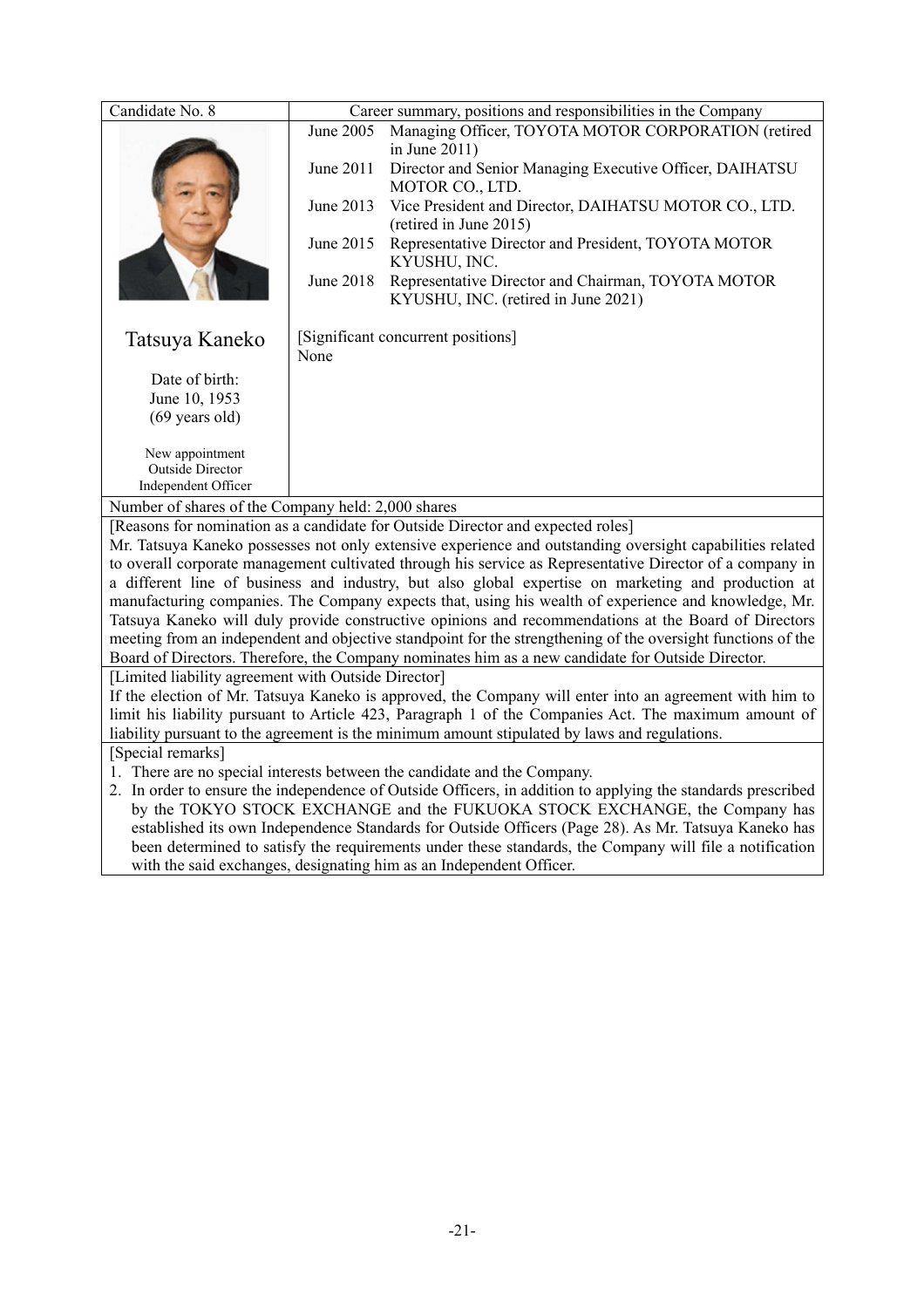| Candidate No. 8 | Career summary, positions and responsibilities in the Company | |
|---|---|---|
| Tatsuya Kaneko<br><br>Date of birth:<br>June 10, 1953<br>(69 years old)<br><br>New appointment<br>Outside Director<br>Independent Officer | June 2005 | Managing Officer, TOYOTA MOTOR CORPORATION (retired in June 2011) |
| | June 2011 | Director and Senior Managing Executive Officer, DAIHATSU MOTOR CO., LTD. |
| | June 2013 | Vice President and Director, DAIHATSU MOTOR CO., LTD. (retired in June 2015) |
| | June 2015 | Representative Director and President, TOYOTA MOTOR KYUSHU, INC. |
| | June 2018 | Representative Director and Chairman, TOYOTA MOTOR KYUSHU, INC. (retired in June 2021) |
| | [Significant concurrent positions]<br>None | |

Number of shares of the Company held: 2,000 shares

[Reasons for nomination as a candidate for Outside Director and expected roles]

Mr. Tatsuya Kaneko possesses not only extensive experience and outstanding oversight capabilities related to overall corporate management cultivated through his service as Representative Director of a company in a different line of business and industry, but also global expertise on marketing and production at manufacturing companies. The Company expects that, using his wealth of experience and knowledge, Mr. Tatsuya Kaneko will duly provide constructive opinions and recommendations at the Board of Directors meeting from an independent and objective standpoint for the strengthening of the oversight functions of the Board of Directors. Therefore, the Company nominates him as a new candidate for Outside Director.

[Limited liability agreement with Outside Director]

If the election of Mr. Tatsuya Kaneko is approved, the Company will enter into an agreement with him to limit his liability pursuant to Article 423, Paragraph 1 of the Companies Act. The maximum amount of liability pursuant to the agreement is the minimum amount stipulated by laws and regulations.

[Special remarks]

1. There are no special interests between the candidate and the Company.
2. In order to ensure the independence of Outside Officers, in addition to applying the standards prescribed by the TOKYO STOCK EXCHANGE and the FUKUOKA STOCK EXCHANGE, the Company has established its own Independence Standards for Outside Officers (Page 28). As Mr. Tatsuya Kaneko has been determined to satisfy the requirements under these standards, the Company will file a notification with the said exchanges, designating him as an Independent Officer.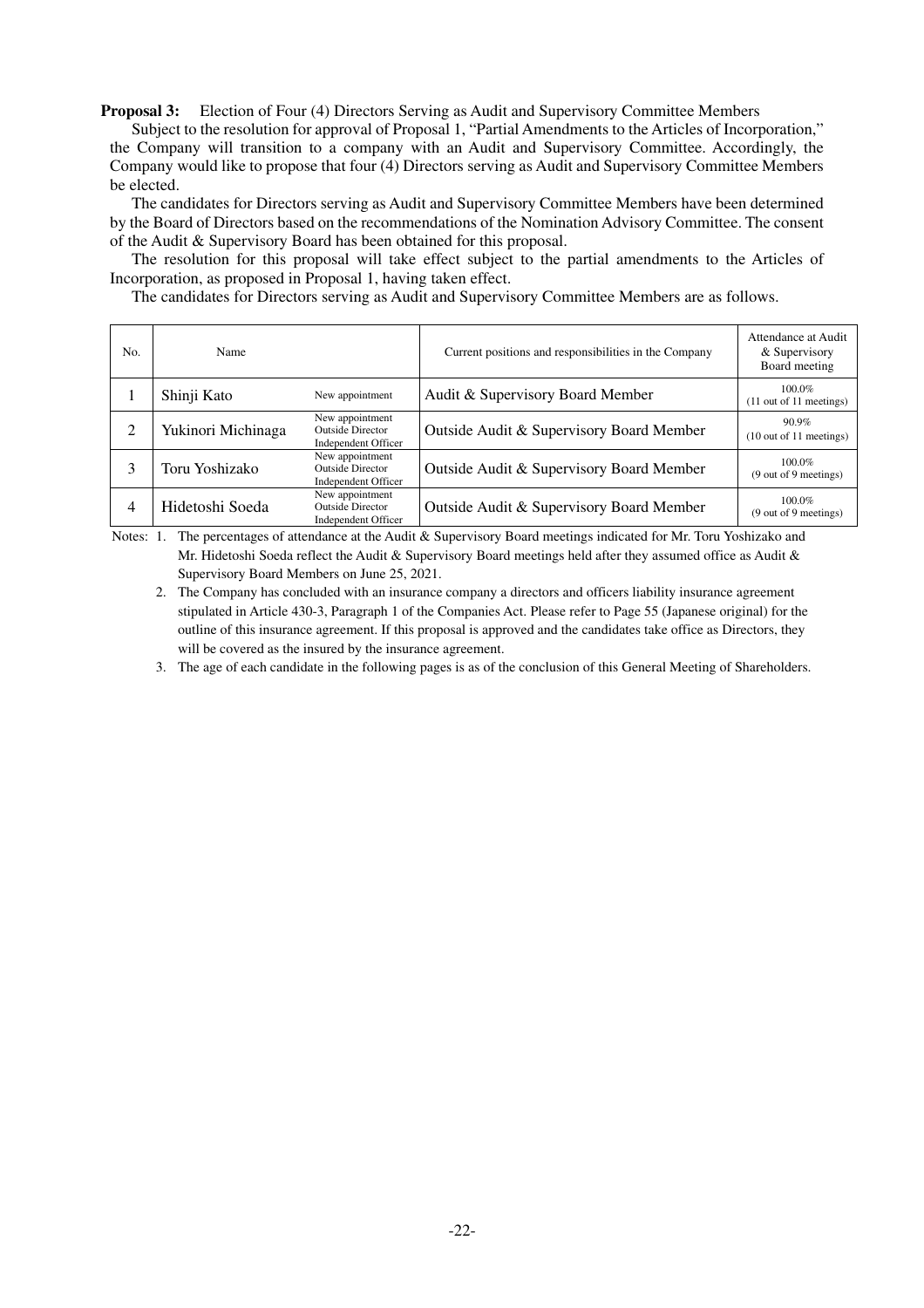**Proposal 3:** Election of Four (4) Directors Serving as Audit and Supervisory Committee Members

Subject to the resolution for approval of Proposal 1, "Partial Amendments to the Articles of Incorporation," the Company will transition to a company with an Audit and Supervisory Committee. Accordingly, the Company would like to propose that four (4) Directors serving as Audit and Supervisory Committee Members be elected.

The candidates for Directors serving as Audit and Supervisory Committee Members have been determined by the Board of Directors based on the recommendations of the Nomination Advisory Committee. The consent of the Audit & Supervisory Board has been obtained for this proposal.

The resolution for this proposal will take effect subject to the partial amendments to the Articles of Incorporation, as proposed in Proposal 1, having taken effect.

The candidates for Directors serving as Audit and Supervisory Committee Members are as follows.

| No. | Name | | Current positions and responsibilities in the Company | Attendance at Audit & Supervisory Board meeting |
|---|---|---|---|---|
| 1 | Shinji Kato | New appointment | Audit & Supervisory Board Member | 100.0% (11 out of 11 meetings) |
| 2 | Yukinori Michinaga | New appointment Outside Director Independent Officer | Outside Audit & Supervisory Board Member | 90.9% (10 out of 11 meetings) |
| 3 | Toru Yoshizako | New appointment Outside Director Independent Officer | Outside Audit & Supervisory Board Member | 100.0% (9 out of 9 meetings) |
| 4 | Hidetoshi Soeda | New appointment Outside Director Independent Officer | Outside Audit & Supervisory Board Member | 100.0% (9 out of 9 meetings) |

Notes: 1. The percentages of attendance at the Audit & Supervisory Board meetings indicated for Mr. Toru Yoshizako and Mr. Hidetoshi Soeda reflect the Audit & Supervisory Board meetings held after they assumed office as Audit & Supervisory Board Members on June 25, 2021.

2. The Company has concluded with an insurance company a directors and officers liability insurance agreement stipulated in Article 430-3, Paragraph 1 of the Companies Act. Please refer to Page 55 (Japanese original) for the outline of this insurance agreement. If this proposal is approved and the candidates take office as Directors, they will be covered as the insured by the insurance agreement.

3. The age of each candidate in the following pages is as of the conclusion of this General Meeting of Shareholders.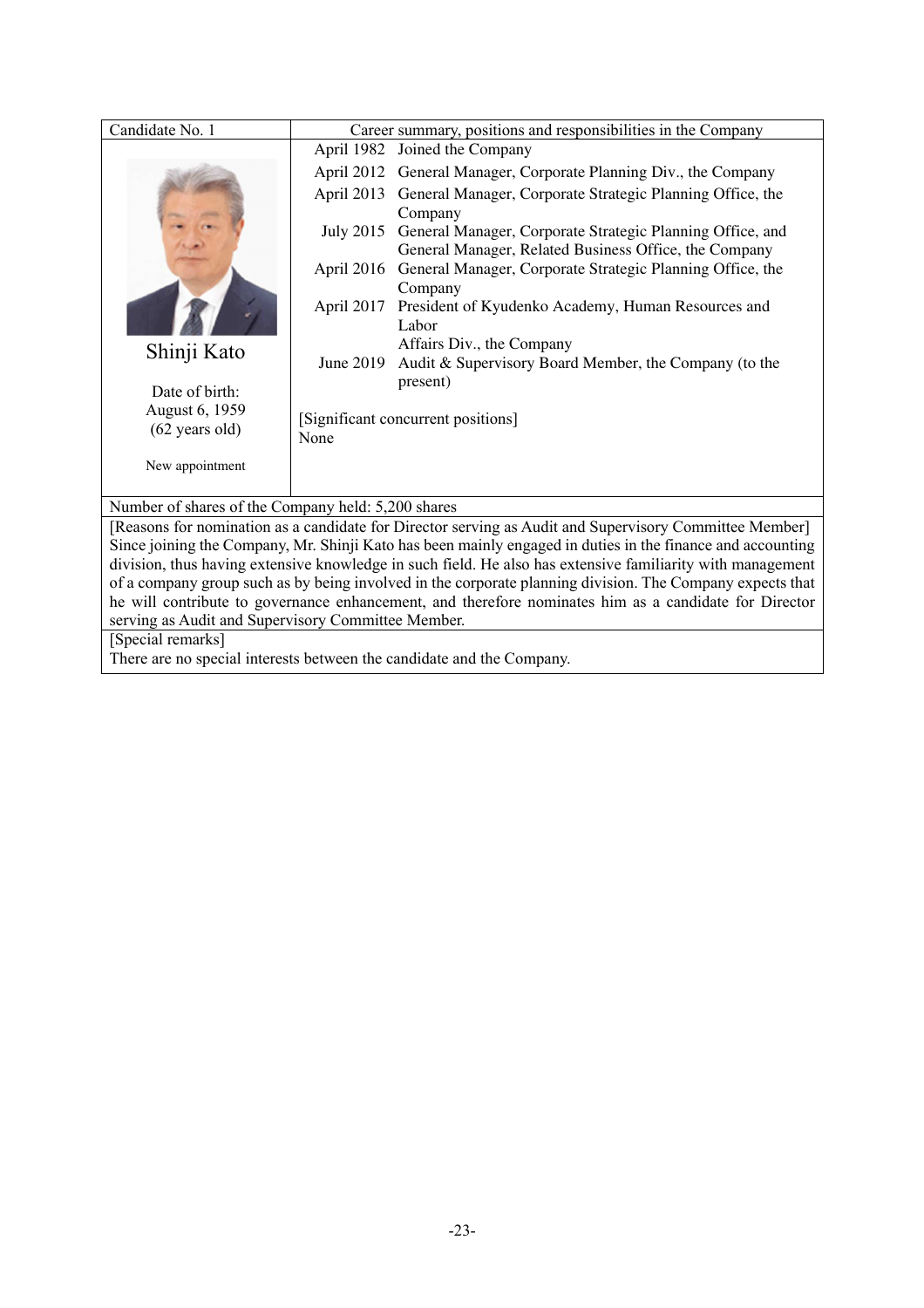| Candidate No. 1 | Career summary, positions and responsibilities in the Company | |
|---|---|---|
| Shinji Kato<br><br>Date of birth:<br>August 6, 1959<br>(62 years old)<br><br>New appointment | April 1982 | Joined the Company |
| | April 2012 | General Manager, Corporate Planning Div., the Company |
| | April 2013 | General Manager, Corporate Strategic Planning Office, the Company |
| | July 2015 | General Manager, Corporate Strategic Planning Office, and General Manager, Related Business Office, the Company |
| | April 2016 | General Manager, Corporate Strategic Planning Office, the Company |
| | April 2017 | President of Kyudenko Academy, Human Resources and Labor Affairs Div., the Company |
| | June 2019 | Audit & Supervisory Board Member, the Company (to the present) |
| | [Significant concurrent positions]<br>None | |

Number of shares of the Company held: 5,200 shares

[Reasons for nomination as a candidate for Director serving as Audit and Supervisory Committee Member]
Since joining the Company, Mr. Shinji Kato has been mainly engaged in duties in the finance and accounting division, thus having extensive knowledge in such field. He also has extensive familiarity with management of a company group such as by being involved in the corporate planning division. The Company expects that he will contribute to governance enhancement, and therefore nominates him as a candidate for Director serving as Audit and Supervisory Committee Member.

[Special remarks]
There are no special interests between the candidate and the Company.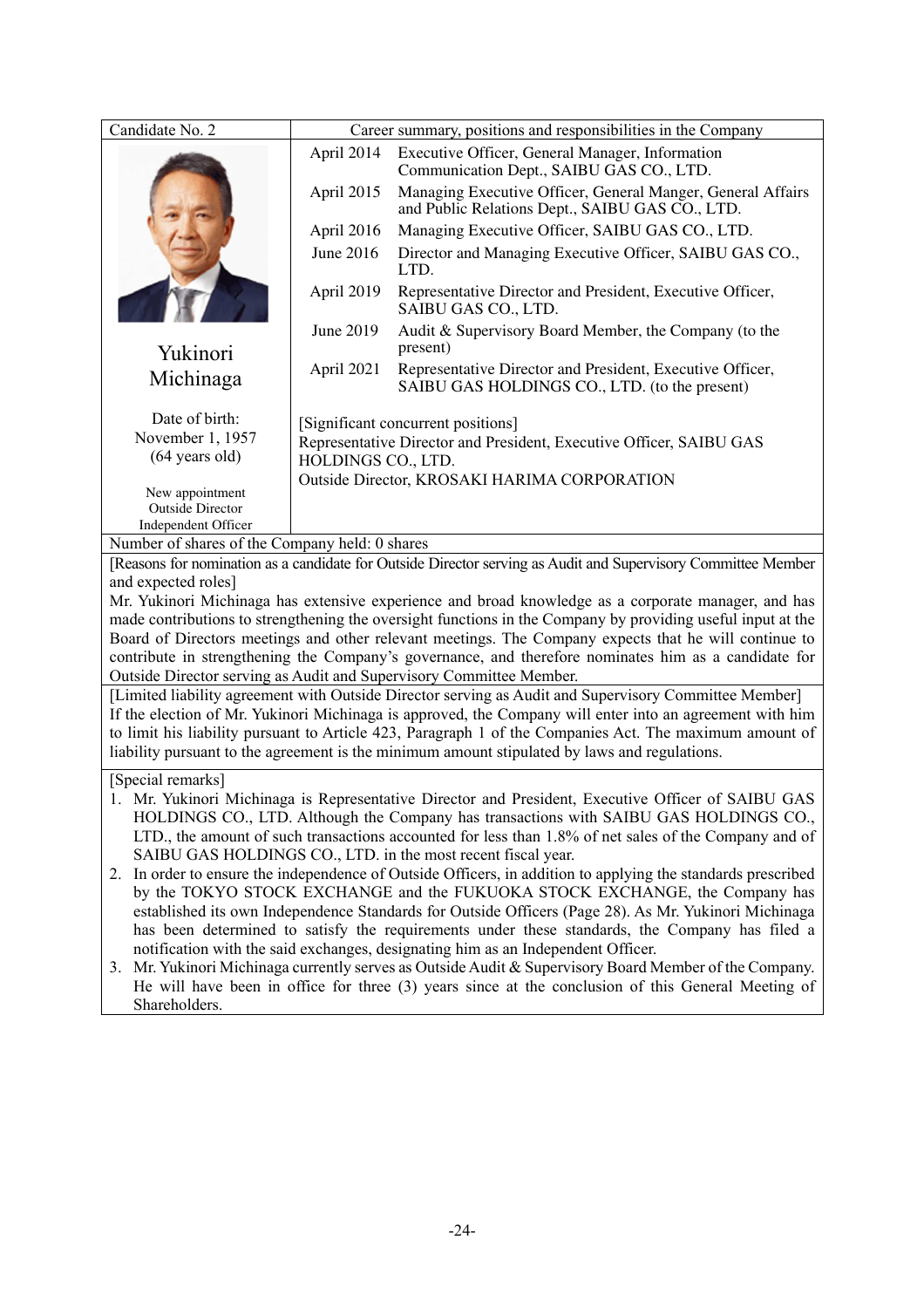| Candidate No. 2 | Career summary, positions and responsibilities in the Company | |
|---|---|---|
| Yukinori Michinaga<br><br>Date of birth:<br>November 1, 1957<br>(64 years old)<br><br>New appointment<br>Outside Director<br>Independent Officer | April 2014 | Executive Officer, General Manager, Information Communication Dept., SAIBU GAS CO., LTD. |
| | April 2015 | Managing Executive Officer, General Manger, General Affairs and Public Relations Dept., SAIBU GAS CO., LTD. |
| | April 2016 | Managing Executive Officer, SAIBU GAS CO., LTD. |
| | June 2016 | Director and Managing Executive Officer, SAIBU GAS CO., LTD. |
| | April 2019 | Representative Director and President, Executive Officer, SAIBU GAS CO., LTD. |
| | June 2019 | Audit & Supervisory Board Member, the Company (to the present) |
| | April 2021 | Representative Director and President, Executive Officer, SAIBU GAS HOLDINGS CO., LTD. (to the present) |
| | [Significant concurrent positions]<br>Representative Director and President, Executive Officer, SAIBU GAS HOLDINGS CO., LTD.<br>Outside Director, KROSAKI HARIMA CORPORATION | |

Number of shares of the Company held: 0 shares

[Reasons for nomination as a candidate for Outside Director serving as Audit and Supervisory Committee Member and expected roles]

Mr. Yukinori Michinaga has extensive experience and broad knowledge as a corporate manager, and has made contributions to strengthening the oversight functions in the Company by providing useful input at the Board of Directors meetings and other relevant meetings. The Company expects that he will continue to contribute in strengthening the Company's governance, and therefore nominates him as a candidate for Outside Director serving as Audit and Supervisory Committee Member.

[Limited liability agreement with Outside Director serving as Audit and Supervisory Committee Member]

If the election of Mr. Yukinori Michinaga is approved, the Company will enter into an agreement with him to limit his liability pursuant to Article 423, Paragraph 1 of the Companies Act. The maximum amount of liability pursuant to the agreement is the minimum amount stipulated by laws and regulations.

[Special remarks]

1. Mr. Yukinori Michinaga is Representative Director and President, Executive Officer of SAIBU GAS HOLDINGS CO., LTD. Although the Company has transactions with SAIBU GAS HOLDINGS CO., LTD., the amount of such transactions accounted for less than 1.8% of net sales of the Company and of SAIBU GAS HOLDINGS CO., LTD. in the most recent fiscal year.
2. In order to ensure the independence of Outside Officers, in addition to applying the standards prescribed by the TOKYO STOCK EXCHANGE and the FUKUOKA STOCK EXCHANGE, the Company has established its own Independence Standards for Outside Officers (Page 28). As Mr. Yukinori Michinaga has been determined to satisfy the requirements under these standards, the Company has filed a notification with the said exchanges, designating him as an Independent Officer.
3. Mr. Yukinori Michinaga currently serves as Outside Audit & Supervisory Board Member of the Company. He will have been in office for three (3) years since at the conclusion of this General Meeting of Shareholders.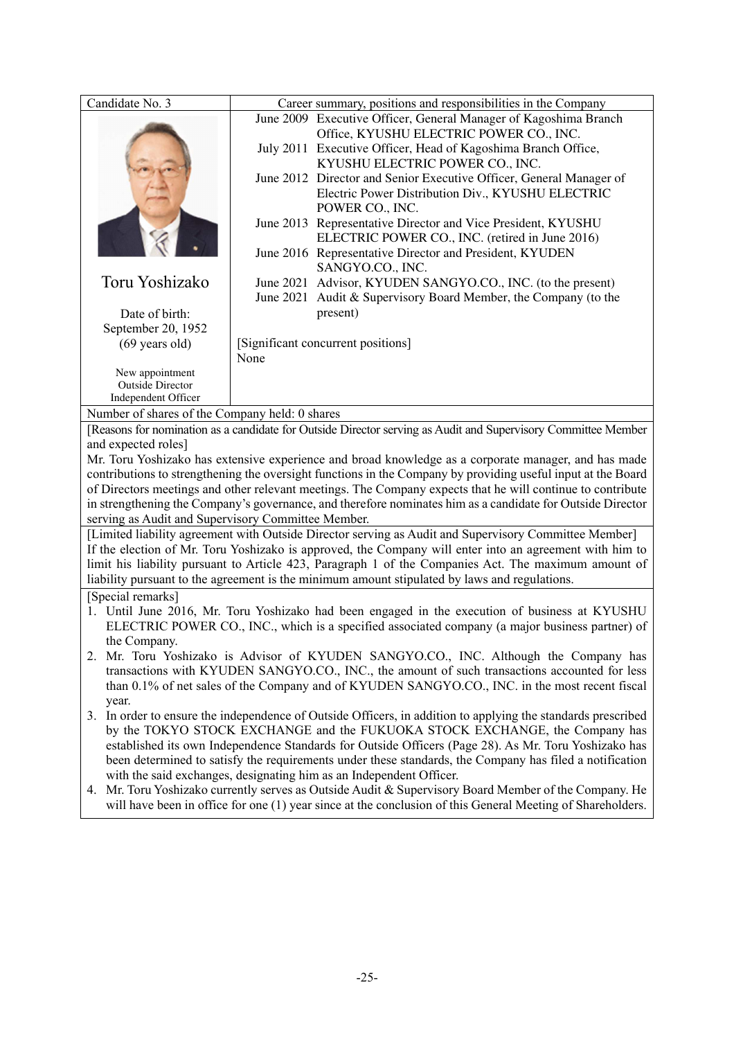| Candidate No. 3 | Career summary, positions and responsibilities in the Company | |
|---|---|---|
| Toru Yoshizako<br><br>Date of birth: September 20, 1952 (69 years old)<br><br>New appointment<br>Outside Director<br>Independent Officer | June 2009 | Executive Officer, General Manager of Kagoshima Branch Office, KYUSHU ELECTRIC POWER CO., INC. |
| | July 2011 | Executive Officer, Head of Kagoshima Branch Office, KYUSHU ELECTRIC POWER CO., INC. |
| | June 2012 | Director and Senior Executive Officer, General Manager of Electric Power Distribution Div., KYUSHU ELECTRIC POWER CO., INC. |
| | June 2013 | Representative Director and Vice President, KYUSHU ELECTRIC POWER CO., INC. (retired in June 2016) |
| | June 2016 | Representative Director and President, KYUDEN SANGYO.CO., INC. |
| | June 2021 | Advisor, KYUDEN SANGYO.CO., INC. (to the present) |
| | June 2021 | Audit & Supervisory Board Member, the Company (to the present) |
| | [Significant concurrent positions]<br>None | |

Number of shares of the Company held: 0 shares

[Reasons for nomination as a candidate for Outside Director serving as Audit and Supervisory Committee Member and expected roles]

Mr. Toru Yoshizako has extensive experience and broad knowledge as a corporate manager, and has made contributions to strengthening the oversight functions in the Company by providing useful input at the Board of Directors meetings and other relevant meetings. The Company expects that he will continue to contribute in strengthening the Company's governance, and therefore nominates him as a candidate for Outside Director serving as Audit and Supervisory Committee Member.

[Limited liability agreement with Outside Director serving as Audit and Supervisory Committee Member]

If the election of Mr. Toru Yoshizako is approved, the Company will enter into an agreement with him to limit his liability pursuant to Article 423, Paragraph 1 of the Companies Act. The maximum amount of liability pursuant to the agreement is the minimum amount stipulated by laws and regulations.

[Special remarks]

1. Until June 2016, Mr. Toru Yoshizako had been engaged in the execution of business at KYUSHU ELECTRIC POWER CO., INC., which is a specified associated company (a major business partner) of the Company.
2. Mr. Toru Yoshizako is Advisor of KYUDEN SANGYO.CO., INC. Although the Company has transactions with KYUDEN SANGYO.CO., INC., the amount of such transactions accounted for less than 0.1% of net sales of the Company and of KYUDEN SANGYO.CO., INC. in the most recent fiscal year.
3. In order to ensure the independence of Outside Officers, in addition to applying the standards prescribed by the TOKYO STOCK EXCHANGE and the FUKUOKA STOCK EXCHANGE, the Company has established its own Independence Standards for Outside Officers (Page 28). As Mr. Toru Yoshizako has been determined to satisfy the requirements under these standards, the Company has filed a notification with the said exchanges, designating him as an Independent Officer.
4. Mr. Toru Yoshizako currently serves as Outside Audit & Supervisory Board Member of the Company. He will have been in office for one (1) year since at the conclusion of this General Meeting of Shareholders.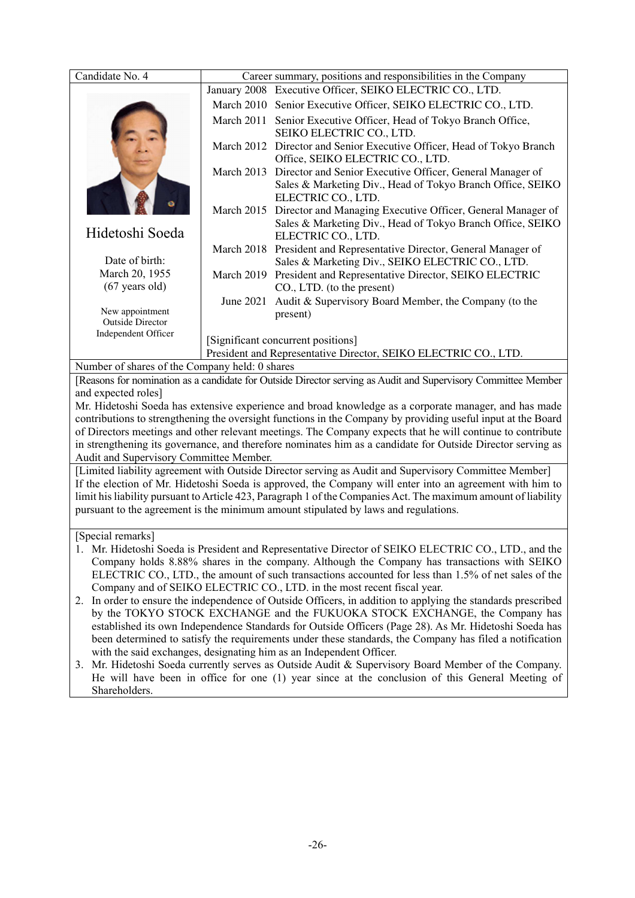| Candidate No. 4 | Career summary, positions and responsibilities in the Company | |
|---|---|---|
| Hidetoshi Soeda<br><br>Date of birth:<br>March 20, 1955<br>(67 years old)<br><br>New appointment<br>Outside Director<br>Independent Officer | January 2008 | Executive Officer, SEIKO ELECTRIC CO., LTD. |
| | March 2010 | Senior Executive Officer, SEIKO ELECTRIC CO., LTD. |
| | March 2011 | Senior Executive Officer, Head of Tokyo Branch Office, SEIKO ELECTRIC CO., LTD. |
| | March 2012 | Director and Senior Executive Officer, Head of Tokyo Branch Office, SEIKO ELECTRIC CO., LTD. |
| | March 2013 | Director and Senior Executive Officer, General Manager of Sales & Marketing Div., Head of Tokyo Branch Office, SEIKO ELECTRIC CO., LTD. |
| | March 2015 | Director and Managing Executive Officer, General Manager of Sales & Marketing Div., Head of Tokyo Branch Office, SEIKO ELECTRIC CO., LTD. |
| | March 2018 | President and Representative Director, General Manager of Sales & Marketing Div., SEIKO ELECTRIC CO., LTD. |
| | March 2019 | President and Representative Director, SEIKO ELECTRIC CO., LTD. (to the present) |
| | June 2021 | Audit & Supervisory Board Member, the Company (to the present) |
| | [Significant concurrent positions]<br>President and Representative Director, SEIKO ELECTRIC CO., LTD. | |

Number of shares of the Company held: 0 shares

[Reasons for nomination as a candidate for Outside Director serving as Audit and Supervisory Committee Member and expected roles]

Mr. Hidetoshi Soeda has extensive experience and broad knowledge as a corporate manager, and has made contributions to strengthening the oversight functions in the Company by providing useful input at the Board of Directors meetings and other relevant meetings. The Company expects that he will continue to contribute in strengthening its governance, and therefore nominates him as a candidate for Outside Director serving as Audit and Supervisory Committee Member.

[Limited liability agreement with Outside Director serving as Audit and Supervisory Committee Member]

If the election of Mr. Hidetoshi Soeda is approved, the Company will enter into an agreement with him to limit his liability pursuant to Article 423, Paragraph 1 of the Companies Act. The maximum amount of liability pursuant to the agreement is the minimum amount stipulated by laws and regulations.

[Special remarks]

1. Mr. Hidetoshi Soeda is President and Representative Director of SEIKO ELECTRIC CO., LTD., and the Company holds 8.88% shares in the company. Although the Company has transactions with SEIKO ELECTRIC CO., LTD., the amount of such transactions accounted for less than 1.5% of net sales of the Company and of SEIKO ELECTRIC CO., LTD. in the most recent fiscal year.
2. In order to ensure the independence of Outside Officers, in addition to applying the standards prescribed by the TOKYO STOCK EXCHANGE and the FUKUOKA STOCK EXCHANGE, the Company has established its own Independence Standards for Outside Officers (Page 28). As Mr. Hidetoshi Soeda has been determined to satisfy the requirements under these standards, the Company has filed a notification with the said exchanges, designating him as an Independent Officer.
3. Mr. Hidetoshi Soeda currently serves as Outside Audit & Supervisory Board Member of the Company. He will have been in office for one (1) year since at the conclusion of this General Meeting of Shareholders.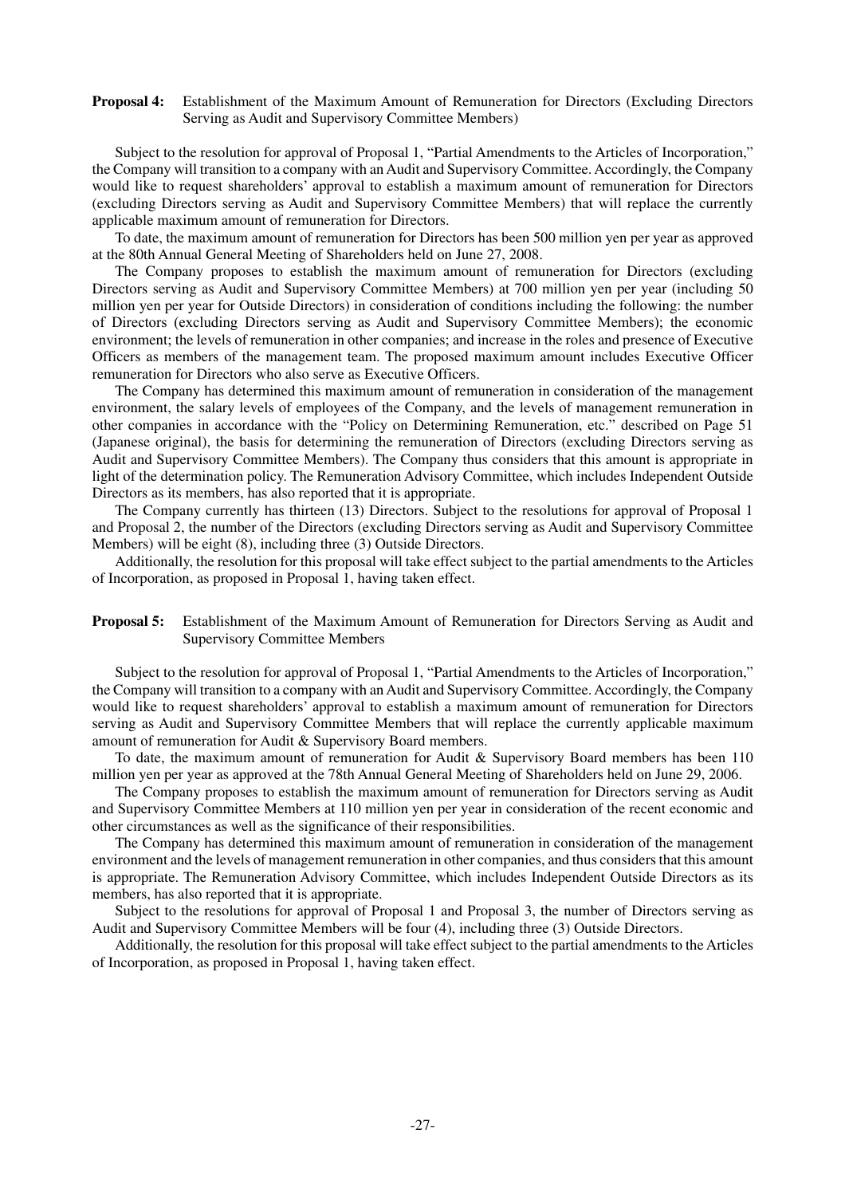**Proposal 4:** Establishment of the Maximum Amount of Remuneration for Directors (Excluding Directors Serving as Audit and Supervisory Committee Members)

Subject to the resolution for approval of Proposal 1, "Partial Amendments to the Articles of Incorporation," the Company will transition to a company with an Audit and Supervisory Committee. Accordingly, the Company would like to request shareholders' approval to establish a maximum amount of remuneration for Directors (excluding Directors serving as Audit and Supervisory Committee Members) that will replace the currently applicable maximum amount of remuneration for Directors.

To date, the maximum amount of remuneration for Directors has been 500 million yen per year as approved at the 80th Annual General Meeting of Shareholders held on June 27, 2008.

The Company proposes to establish the maximum amount of remuneration for Directors (excluding Directors serving as Audit and Supervisory Committee Members) at 700 million yen per year (including 50 million yen per year for Outside Directors) in consideration of conditions including the following: the number of Directors (excluding Directors serving as Audit and Supervisory Committee Members); the economic environment; the levels of remuneration in other companies; and increase in the roles and presence of Executive Officers as members of the management team. The proposed maximum amount includes Executive Officer remuneration for Directors who also serve as Executive Officers.

The Company has determined this maximum amount of remuneration in consideration of the management environment, the salary levels of employees of the Company, and the levels of management remuneration in other companies in accordance with the "Policy on Determining Remuneration, etc." described on Page 51 (Japanese original), the basis for determining the remuneration of Directors (excluding Directors serving as Audit and Supervisory Committee Members). The Company thus considers that this amount is appropriate in light of the determination policy. The Remuneration Advisory Committee, which includes Independent Outside Directors as its members, has also reported that it is appropriate.

The Company currently has thirteen (13) Directors. Subject to the resolutions for approval of Proposal 1 and Proposal 2, the number of the Directors (excluding Directors serving as Audit and Supervisory Committee Members) will be eight (8), including three (3) Outside Directors.

Additionally, the resolution for this proposal will take effect subject to the partial amendments to the Articles of Incorporation, as proposed in Proposal 1, having taken effect.

**Proposal 5:** Establishment of the Maximum Amount of Remuneration for Directors Serving as Audit and Supervisory Committee Members

Subject to the resolution for approval of Proposal 1, "Partial Amendments to the Articles of Incorporation," the Company will transition to a company with an Audit and Supervisory Committee. Accordingly, the Company would like to request shareholders' approval to establish a maximum amount of remuneration for Directors serving as Audit and Supervisory Committee Members that will replace the currently applicable maximum amount of remuneration for Audit & Supervisory Board members.

To date, the maximum amount of remuneration for Audit & Supervisory Board members has been 110 million yen per year as approved at the 78th Annual General Meeting of Shareholders held on June 29, 2006.

The Company proposes to establish the maximum amount of remuneration for Directors serving as Audit and Supervisory Committee Members at 110 million yen per year in consideration of the recent economic and other circumstances as well as the significance of their responsibilities.

The Company has determined this maximum amount of remuneration in consideration of the management environment and the levels of management remuneration in other companies, and thus considers that this amount is appropriate. The Remuneration Advisory Committee, which includes Independent Outside Directors as its members, has also reported that it is appropriate.

Subject to the resolutions for approval of Proposal 1 and Proposal 3, the number of Directors serving as Audit and Supervisory Committee Members will be four (4), including three (3) Outside Directors.

Additionally, the resolution for this proposal will take effect subject to the partial amendments to the Articles of Incorporation, as proposed in Proposal 1, having taken effect.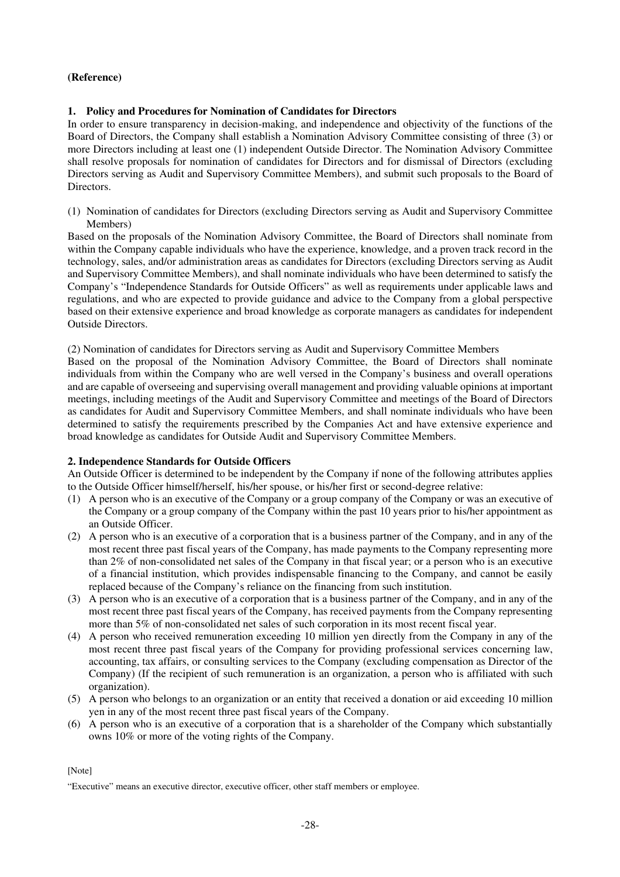**(Reference)**

## 1. Policy and Procedures for Nomination of Candidates for Directors

In order to ensure transparency in decision-making, and independence and objectivity of the functions of the Board of Directors, the Company shall establish a Nomination Advisory Committee consisting of three (3) or more Directors including at least one (1) independent Outside Director. The Nomination Advisory Committee shall resolve proposals for nomination of candidates for Directors and for dismissal of Directors (excluding Directors serving as Audit and Supervisory Committee Members), and submit such proposals to the Board of Directors.

(1) Nomination of candidates for Directors (excluding Directors serving as Audit and Supervisory Committee Members)

Based on the proposals of the Nomination Advisory Committee, the Board of Directors shall nominate from within the Company capable individuals who have the experience, knowledge, and a proven track record in the technology, sales, and/or administration areas as candidates for Directors (excluding Directors serving as Audit and Supervisory Committee Members), and shall nominate individuals who have been determined to satisfy the Company's "Independence Standards for Outside Officers" as well as requirements under applicable laws and regulations, and who are expected to provide guidance and advice to the Company from a global perspective based on their extensive experience and broad knowledge as corporate managers as candidates for independent Outside Directors.

(2) Nomination of candidates for Directors serving as Audit and Supervisory Committee Members

Based on the proposal of the Nomination Advisory Committee, the Board of Directors shall nominate individuals from within the Company who are well versed in the Company's business and overall operations and are capable of overseeing and supervising overall management and providing valuable opinions at important meetings, including meetings of the Audit and Supervisory Committee and meetings of the Board of Directors as candidates for Audit and Supervisory Committee Members, and shall nominate individuals who have been determined to satisfy the requirements prescribed by the Companies Act and have extensive experience and broad knowledge as candidates for Outside Audit and Supervisory Committee Members.

## 2. Independence Standards for Outside Officers

An Outside Officer is determined to be independent by the Company if none of the following attributes applies to the Outside Officer himself/herself, his/her spouse, or his/her first or second-degree relative:

(1) A person who is an executive of the Company or a group company of the Company or was an executive of the Company or a group company of the Company within the past 10 years prior to his/her appointment as an Outside Officer.

(2) A person who is an executive of a corporation that is a business partner of the Company, and in any of the most recent three past fiscal years of the Company, has made payments to the Company representing more than 2% of non-consolidated net sales of the Company in that fiscal year; or a person who is an executive of a financial institution, which provides indispensable financing to the Company, and cannot be easily replaced because of the Company's reliance on the financing from such institution.

(3) A person who is an executive of a corporation that is a business partner of the Company, and in any of the most recent three past fiscal years of the Company, has received payments from the Company representing more than 5% of non-consolidated net sales of such corporation in its most recent fiscal year.

(4) A person who received remuneration exceeding 10 million yen directly from the Company in any of the most recent three past fiscal years of the Company for providing professional services concerning law, accounting, tax affairs, or consulting services to the Company (excluding compensation as Director of the Company) (If the recipient of such remuneration is an organization, a person who is affiliated with such organization).

(5) A person who belongs to an organization or an entity that received a donation or aid exceeding 10 million yen in any of the most recent three past fiscal years of the Company.

(6) A person who is an executive of a corporation that is a shareholder of the Company which substantially owns 10% or more of the voting rights of the Company.

[Note]

"Executive" means an executive director, executive officer, other staff members or employee.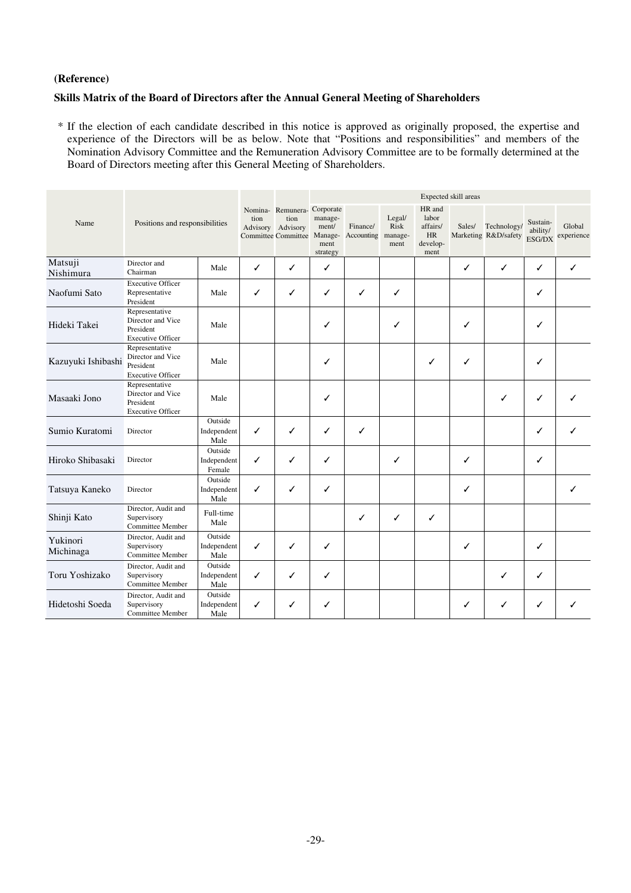**(Reference)**

**Skills Matrix of the Board of Directors after the Annual General Meeting of Shareholders**

\* If the election of each candidate described in this notice is approved as originally proposed, the expertise and experience of the Directors will be as below. Note that "Positions and responsibilities" and members of the Nomination Advisory Committee and the Remuneration Advisory Committee are to be formally determined at the Board of Directors meeting after this General Meeting of Shareholders.

| Name | Positions and responsibilities | | Nomination Advisory Committee | Remuneration Advisory Committee | Expected skill areas | | | | | | | |
|---|---|---|---|---|---|---|---|---|---|---|---|---|
| | | | | | Corporate management/ Management strategy | Finance/ Accounting | Legal/ Risk management | HR and labor affairs/ HR development | Sales/ Marketing | Technology/ R&D/safety | Sustainability/ ESG/DX | Global experience |
| Matsuji Nishimura | Director and Chairman | Male | ✓ | ✓ | ✓ | | | | ✓ | ✓ | ✓ | ✓ |
| Naofumi Sato | Executive Officer Representative President | Male | ✓ | ✓ | ✓ | ✓ | ✓ | | | | ✓ | |
| Hideki Takei | Representative Director and Vice President Executive Officer | Male | | | ✓ | | ✓ | | ✓ | | ✓ | |
| Kazuyuki Ishibashi | Representative Director and Vice President Executive Officer | Male | | | ✓ | | | ✓ | ✓ | | ✓ | |
| Masaaki Jono | Representative Director and Vice President Executive Officer | Male | | | ✓ | | | | | ✓ | ✓ | ✓ |
| Sumio Kuratomi | Director | Outside Independent Male | ✓ | ✓ | ✓ | ✓ | | | | | ✓ | ✓ |
| Hiroko Shibasaki | Director | Outside Independent Female | ✓ | ✓ | ✓ | | ✓ | | ✓ | | ✓ | |
| Tatsuya Kaneko | Director | Outside Independent Male | ✓ | ✓ | ✓ | | | | ✓ | | | ✓ |
| Shinji Kato | Director, Audit and Supervisory Committee Member | Full-time Male | | | | ✓ | ✓ | ✓ | | | | |
| Yukinori Michinaga | Director, Audit and Supervisory Committee Member | Outside Independent Male | ✓ | ✓ | ✓ | | | | ✓ | | ✓ | |
| Toru Yoshizako | Director, Audit and Supervisory Committee Member | Outside Independent Male | ✓ | ✓ | ✓ | | | | | ✓ | ✓ | |
| Hidetoshi Soeda | Director, Audit and Supervisory Committee Member | Outside Independent Male | ✓ | ✓ | ✓ | | | | ✓ | ✓ | ✓ | ✓ |